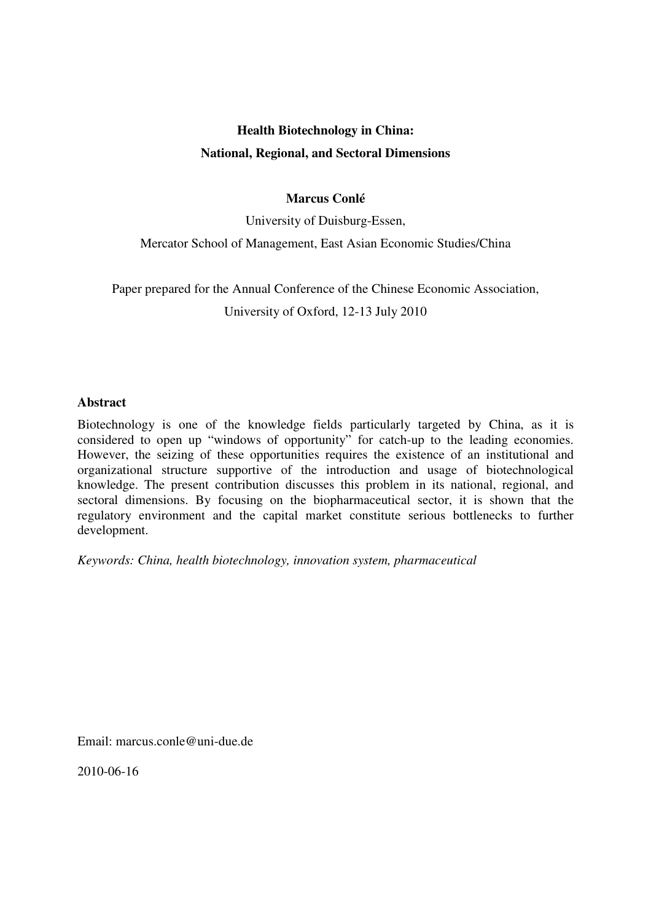# Health Biotechnology in China:
# National, Regional, and Sectoral Dimensions

**Marcus Conlé**

University of Duisburg-Essen,

Mercator School of Management, East Asian Economic Studies/China

Paper prepared for the Annual Conference of the Chinese Economic Association,

University of Oxford, 12-13 July 2010

## Abstract

Biotechnology is one of the knowledge fields particularly targeted by China, as it is considered to open up "windows of opportunity" for catch-up to the leading economies. However, the seizing of these opportunities requires the existence of an institutional and organizational structure supportive of the introduction and usage of biotechnological knowledge. The present contribution discusses this problem in its national, regional, and sectoral dimensions. By focusing on the biopharmaceutical sector, it is shown that the regulatory environment and the capital market constitute serious bottlenecks to further development.

*Keywords: China, health biotechnology, innovation system, pharmaceutical*

Email: marcus.conle@uni-due.de

2010-06-16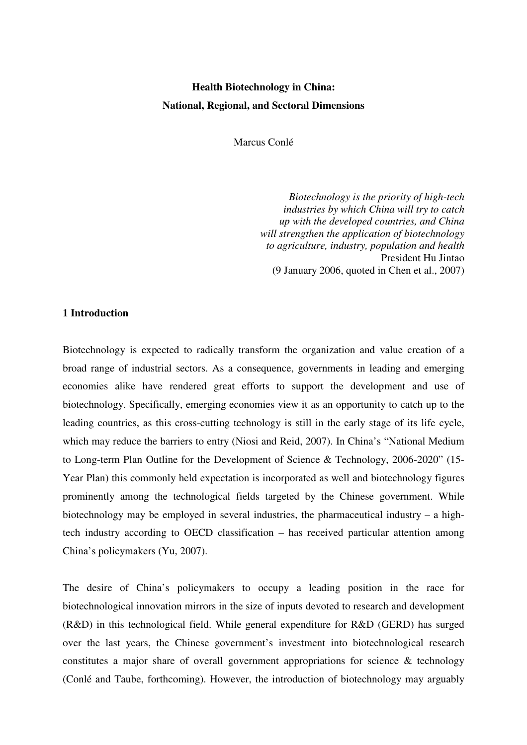**Health Biotechnology in China:**
**National, Regional, and Sectoral Dimensions**

Marcus Conlé

> *Biotechnology is the priority of high-tech industries by which China will try to catch up with the developed countries, and China will strengthen the application of biotechnology to agriculture, industry, population and health*
> President Hu Jintao
> (9 January 2006, quoted in Chen et al., 2007)

## 1 Introduction

Biotechnology is expected to radically transform the organization and value creation of a broad range of industrial sectors. As a consequence, governments in leading and emerging economies alike have rendered great efforts to support the development and use of biotechnology. Specifically, emerging economies view it as an opportunity to catch up to the leading countries, as this cross-cutting technology is still in the early stage of its life cycle, which may reduce the barriers to entry (Niosi and Reid, 2007). In China's "National Medium to Long-term Plan Outline for the Development of Science & Technology, 2006-2020" (15-Year Plan) this commonly held expectation is incorporated as well and biotechnology figures prominently among the technological fields targeted by the Chinese government. While biotechnology may be employed in several industries, the pharmaceutical industry – a high-tech industry according to OECD classification – has received particular attention among China's policymakers (Yu, 2007).

The desire of China's policymakers to occupy a leading position in the race for biotechnological innovation mirrors in the size of inputs devoted to research and development (R&D) in this technological field. While general expenditure for R&D (GERD) has surged over the last years, the Chinese government's investment into biotechnological research constitutes a major share of overall government appropriations for science & technology (Conlé and Taube, forthcoming). However, the introduction of biotechnology may arguably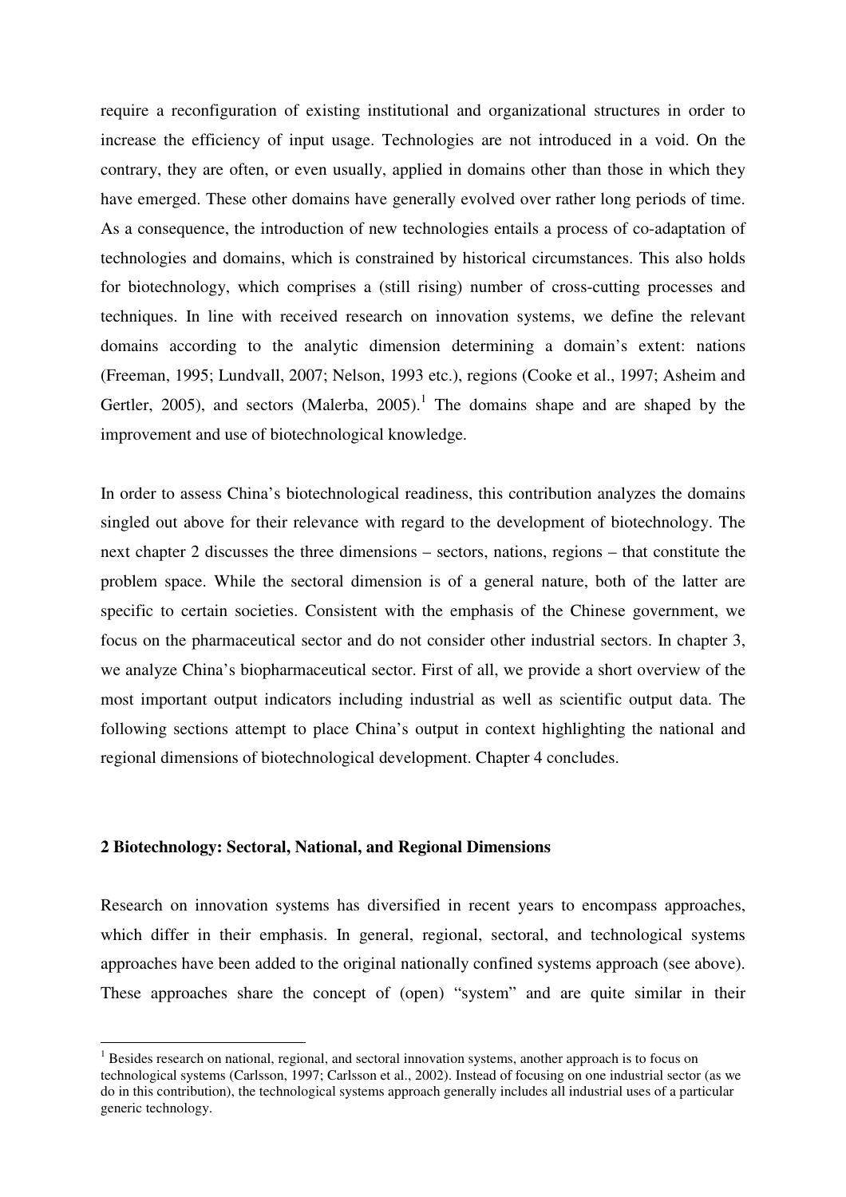require a reconfiguration of existing institutional and organizational structures in order to increase the efficiency of input usage. Technologies are not introduced in a void. On the contrary, they are often, or even usually, applied in domains other than those in which they have emerged. These other domains have generally evolved over rather long periods of time. As a consequence, the introduction of new technologies entails a process of co-adaptation of technologies and domains, which is constrained by historical circumstances. This also holds for biotechnology, which comprises a (still rising) number of cross-cutting processes and techniques. In line with received research on innovation systems, we define the relevant domains according to the analytic dimension determining a domain's extent: nations (Freeman, 1995; Lundvall, 2007; Nelson, 1993 etc.), regions (Cooke et al., 1997; Asheim and Gertler, 2005), and sectors (Malerba, 2005).[1] The domains shape and are shaped by the improvement and use of biotechnological knowledge.

In order to assess China's biotechnological readiness, this contribution analyzes the domains singled out above for their relevance with regard to the development of biotechnology. The next chapter 2 discusses the three dimensions – sectors, nations, regions – that constitute the problem space. While the sectoral dimension is of a general nature, both of the latter are specific to certain societies. Consistent with the emphasis of the Chinese government, we focus on the pharmaceutical sector and do not consider other industrial sectors. In chapter 3, we analyze China's biopharmaceutical sector. First of all, we provide a short overview of the most important output indicators including industrial as well as scientific output data. The following sections attempt to place China's output in context highlighting the national and regional dimensions of biotechnological development. Chapter 4 concludes.

## 2 Biotechnology: Sectoral, National, and Regional Dimensions

Research on innovation systems has diversified in recent years to encompass approaches, which differ in their emphasis. In general, regional, sectoral, and technological systems approaches have been added to the original nationally confined systems approach (see above). These approaches share the concept of (open) "system" and are quite similar in their

[1] Besides research on national, regional, and sectoral innovation systems, another approach is to focus on technological systems (Carlsson, 1997; Carlsson et al., 2002). Instead of focusing on one industrial sector (as we do in this contribution), the technological systems approach generally includes all industrial uses of a particular generic technology.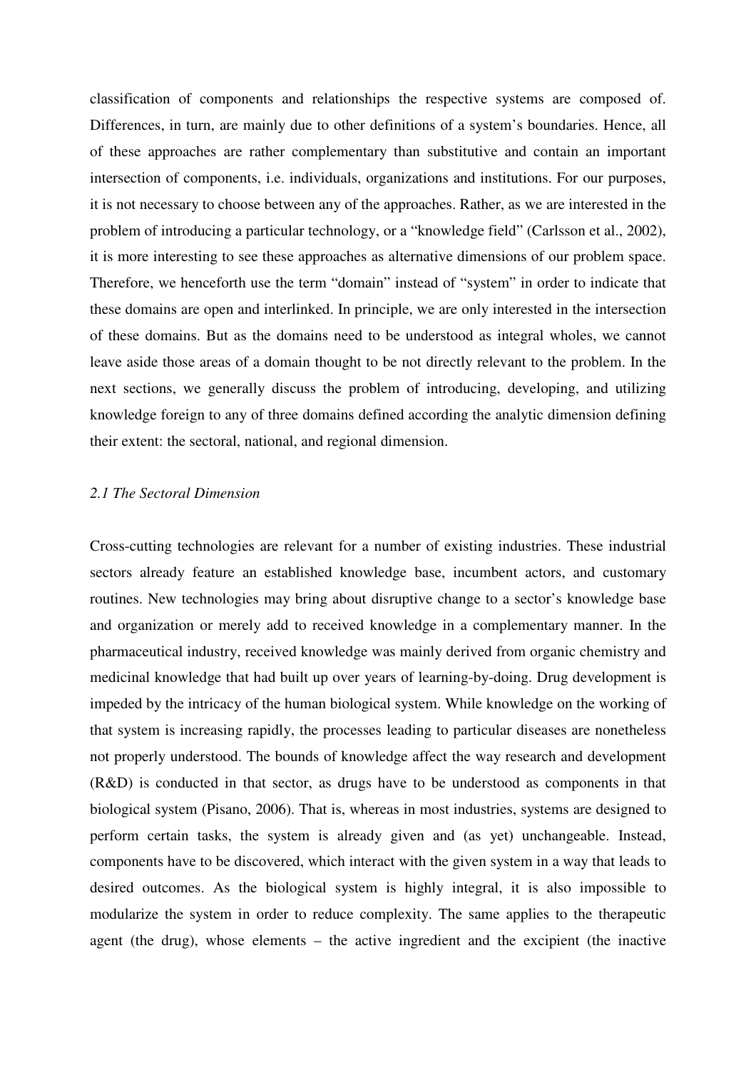classification of components and relationships the respective systems are composed of. Differences, in turn, are mainly due to other definitions of a system's boundaries. Hence, all of these approaches are rather complementary than substitutive and contain an important intersection of components, i.e. individuals, organizations and institutions. For our purposes, it is not necessary to choose between any of the approaches. Rather, as we are interested in the problem of introducing a particular technology, or a "knowledge field" (Carlsson et al., 2002), it is more interesting to see these approaches as alternative dimensions of our problem space. Therefore, we henceforth use the term "domain" instead of "system" in order to indicate that these domains are open and interlinked. In principle, we are only interested in the intersection of these domains. But as the domains need to be understood as integral wholes, we cannot leave aside those areas of a domain thought to be not directly relevant to the problem. In the next sections, we generally discuss the problem of introducing, developing, and utilizing knowledge foreign to any of three domains defined according the analytic dimension defining their extent: the sectoral, national, and regional dimension.

### *2.1 The Sectoral Dimension*

Cross-cutting technologies are relevant for a number of existing industries. These industrial sectors already feature an established knowledge base, incumbent actors, and customary routines. New technologies may bring about disruptive change to a sector's knowledge base and organization or merely add to received knowledge in a complementary manner. In the pharmaceutical industry, received knowledge was mainly derived from organic chemistry and medicinal knowledge that had built up over years of learning-by-doing. Drug development is impeded by the intricacy of the human biological system. While knowledge on the working of that system is increasing rapidly, the processes leading to particular diseases are nonetheless not properly understood. The bounds of knowledge affect the way research and development (R&D) is conducted in that sector, as drugs have to be understood as components in that biological system (Pisano, 2006). That is, whereas in most industries, systems are designed to perform certain tasks, the system is already given and (as yet) unchangeable. Instead, components have to be discovered, which interact with the given system in a way that leads to desired outcomes. As the biological system is highly integral, it is also impossible to modularize the system in order to reduce complexity. The same applies to the therapeutic agent (the drug), whose elements – the active ingredient and the excipient (the inactive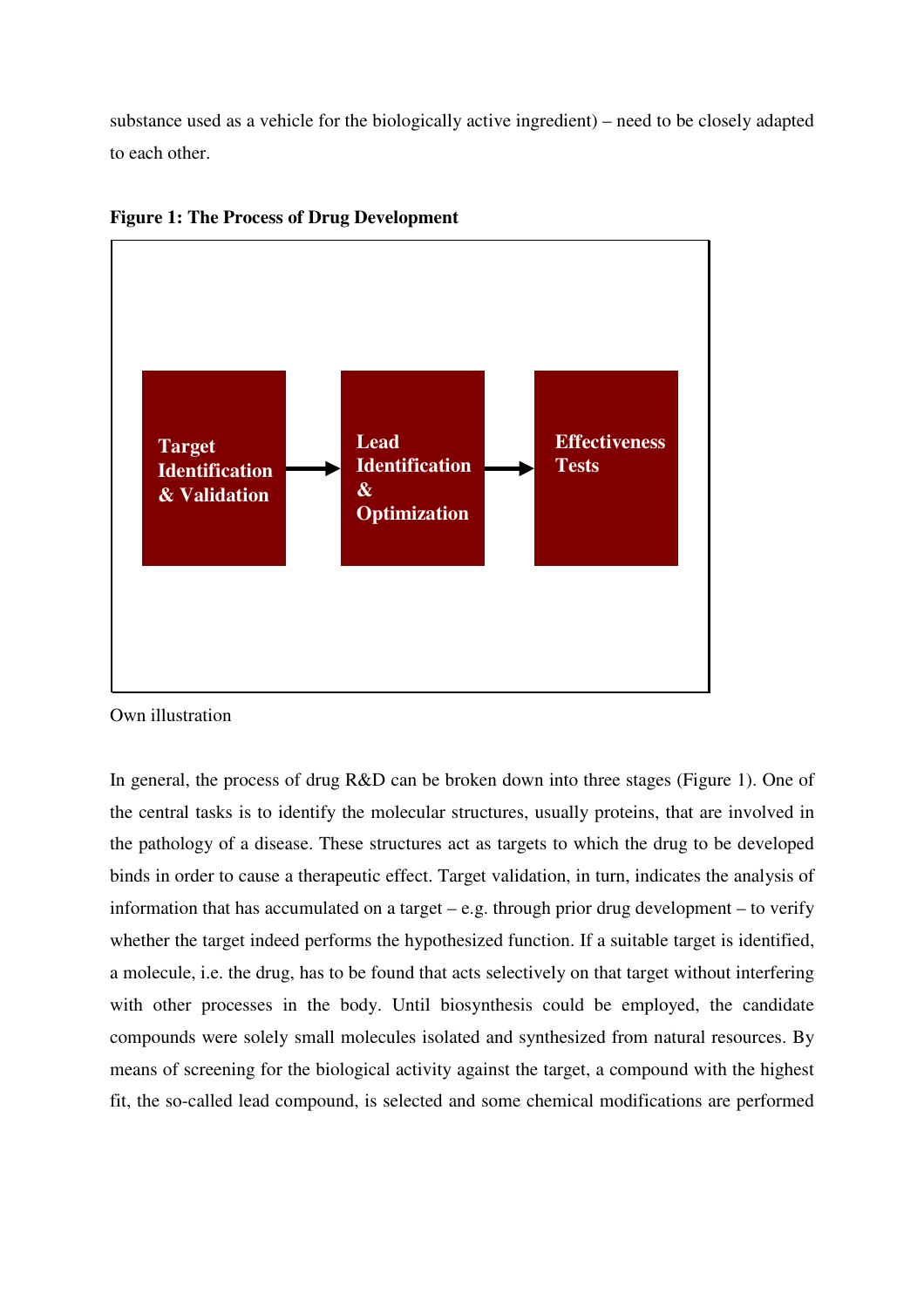substance used as a vehicle for the biologically active ingredient) – need to be closely adapted to each other.

**Figure 1: The Process of Drug Development**

Target Identification & Validation → Lead Identification & Optimization → Effectiveness Tests

Own illustration

In general, the process of drug R&D can be broken down into three stages (Figure 1). One of the central tasks is to identify the molecular structures, usually proteins, that are involved in the pathology of a disease. These structures act as targets to which the drug to be developed binds in order to cause a therapeutic effect. Target validation, in turn, indicates the analysis of information that has accumulated on a target – e.g. through prior drug development – to verify whether the target indeed performs the hypothesized function. If a suitable target is identified, a molecule, i.e. the drug, has to be found that acts selectively on that target without interfering with other processes in the body. Until biosynthesis could be employed, the candidate compounds were solely small molecules isolated and synthesized from natural resources. By means of screening for the biological activity against the target, a compound with the highest fit, the so-called lead compound, is selected and some chemical modifications are performed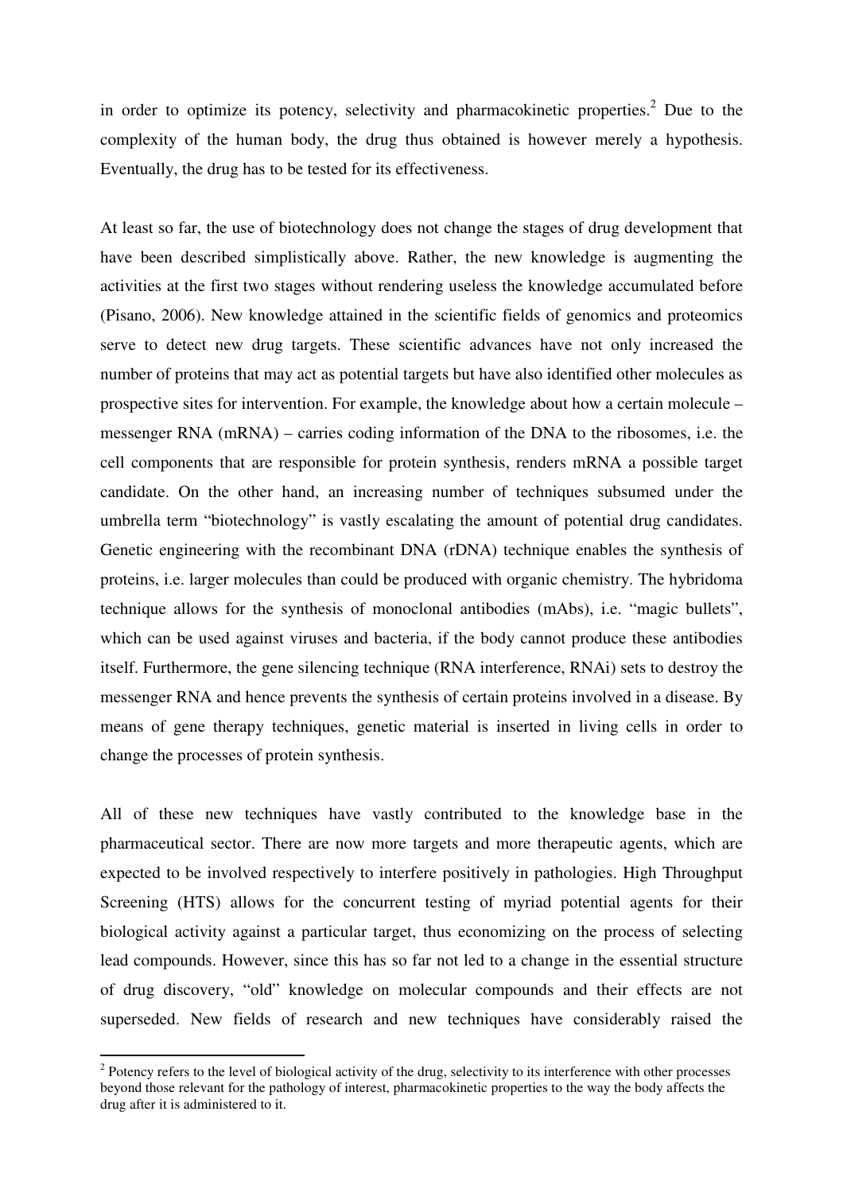in order to optimize its potency, selectivity and pharmacokinetic properties.[2] Due to the complexity of the human body, the drug thus obtained is however merely a hypothesis. Eventually, the drug has to be tested for its effectiveness.

At least so far, the use of biotechnology does not change the stages of drug development that have been described simplistically above. Rather, the new knowledge is augmenting the activities at the first two stages without rendering useless the knowledge accumulated before (Pisano, 2006). New knowledge attained in the scientific fields of genomics and proteomics serve to detect new drug targets. These scientific advances have not only increased the number of proteins that may act as potential targets but have also identified other molecules as prospective sites for intervention. For example, the knowledge about how a certain molecule – messenger RNA (mRNA) – carries coding information of the DNA to the ribosomes, i.e. the cell components that are responsible for protein synthesis, renders mRNA a possible target candidate. On the other hand, an increasing number of techniques subsumed under the umbrella term "biotechnology" is vastly escalating the amount of potential drug candidates. Genetic engineering with the recombinant DNA (rDNA) technique enables the synthesis of proteins, i.e. larger molecules than could be produced with organic chemistry. The hybridoma technique allows for the synthesis of monoclonal antibodies (mAbs), i.e. "magic bullets", which can be used against viruses and bacteria, if the body cannot produce these antibodies itself. Furthermore, the gene silencing technique (RNA interference, RNAi) sets to destroy the messenger RNA and hence prevents the synthesis of certain proteins involved in a disease. By means of gene therapy techniques, genetic material is inserted in living cells in order to change the processes of protein synthesis.

All of these new techniques have vastly contributed to the knowledge base in the pharmaceutical sector. There are now more targets and more therapeutic agents, which are expected to be involved respectively to interfere positively in pathologies. High Throughput Screening (HTS) allows for the concurrent testing of myriad potential agents for their biological activity against a particular target, thus economizing on the process of selecting lead compounds. However, since this has so far not led to a change in the essential structure of drug discovery, "old" knowledge on molecular compounds and their effects are not superseded. New fields of research and new techniques have considerably raised the

[2] Potency refers to the level of biological activity of the drug, selectivity to its interference with other processes beyond those relevant for the pathology of interest, pharmacokinetic properties to the way the body affects the drug after it is administered to it.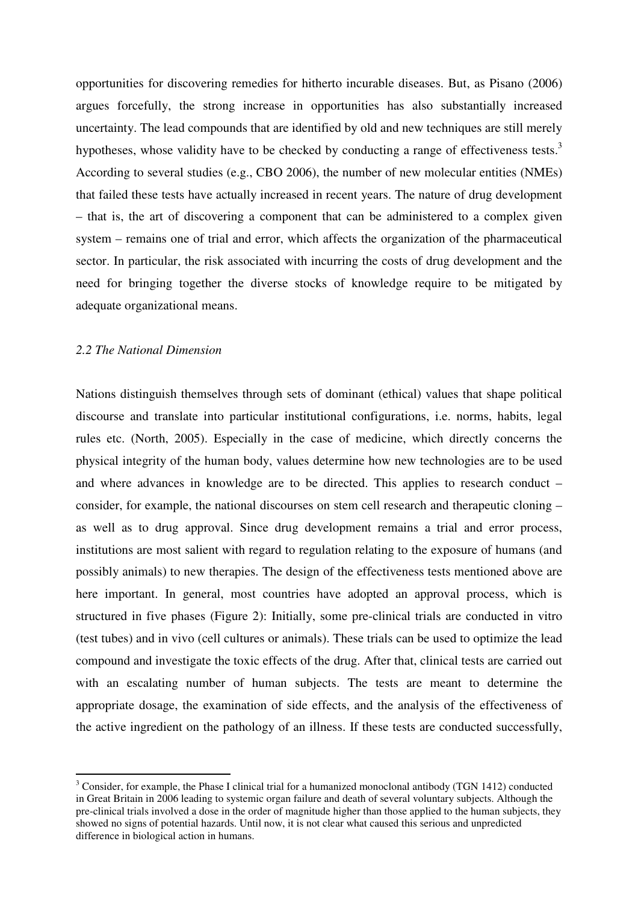opportunities for discovering remedies for hitherto incurable diseases. But, as Pisano (2006) argues forcefully, the strong increase in opportunities has also substantially increased uncertainty. The lead compounds that are identified by old and new techniques are still merely hypotheses, whose validity have to be checked by conducting a range of effectiveness tests.[3] According to several studies (e.g., CBO 2006), the number of new molecular entities (NMEs) that failed these tests have actually increased in recent years. The nature of drug development – that is, the art of discovering a component that can be administered to a complex given system – remains one of trial and error, which affects the organization of the pharmaceutical sector. In particular, the risk associated with incurring the costs of drug development and the need for bringing together the diverse stocks of knowledge require to be mitigated by adequate organizational means.

### *2.2 The National Dimension*

Nations distinguish themselves through sets of dominant (ethical) values that shape political discourse and translate into particular institutional configurations, i.e. norms, habits, legal rules etc. (North, 2005). Especially in the case of medicine, which directly concerns the physical integrity of the human body, values determine how new technologies are to be used and where advances in knowledge are to be directed. This applies to research conduct – consider, for example, the national discourses on stem cell research and therapeutic cloning – as well as to drug approval. Since drug development remains a trial and error process, institutions are most salient with regard to regulation relating to the exposure of humans (and possibly animals) to new therapies. The design of the effectiveness tests mentioned above are here important. In general, most countries have adopted an approval process, which is structured in five phases (Figure 2): Initially, some pre-clinical trials are conducted in vitro (test tubes) and in vivo (cell cultures or animals). These trials can be used to optimize the lead compound and investigate the toxic effects of the drug. After that, clinical tests are carried out with an escalating number of human subjects. The tests are meant to determine the appropriate dosage, the examination of side effects, and the analysis of the effectiveness of the active ingredient on the pathology of an illness. If these tests are conducted successfully,

---

[3] Consider, for example, the Phase I clinical trial for a humanized monoclonal antibody (TGN 1412) conducted in Great Britain in 2006 leading to systemic organ failure and death of several voluntary subjects. Although the pre-clinical trials involved a dose in the order of magnitude higher than those applied to the human subjects, they showed no signs of potential hazards. Until now, it is not clear what caused this serious and unpredicted difference in biological action in humans.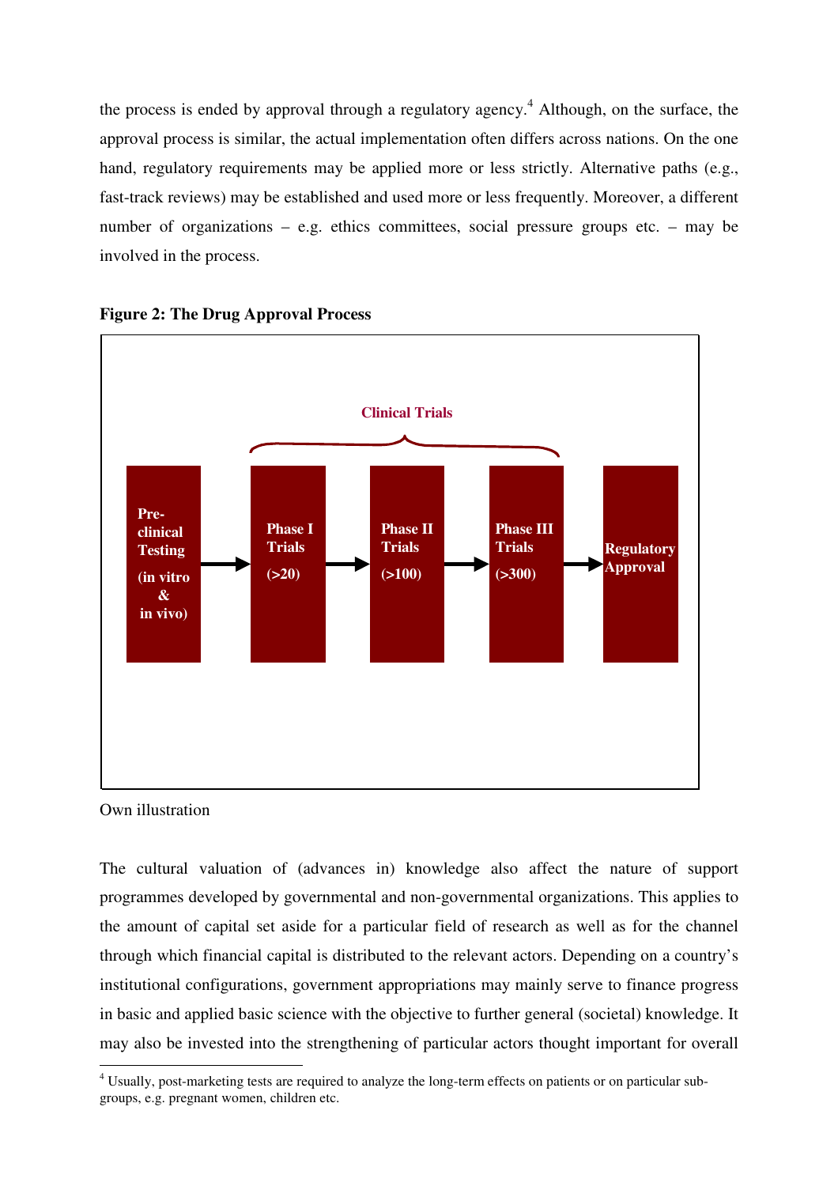the process is ended by approval through a regulatory agency.[4] Although, on the surface, the approval process is similar, the actual implementation often differs across nations. On the one hand, regulatory requirements may be applied more or less strictly. Alternative paths (e.g., fast-track reviews) may be established and used more or less frequently. Moreover, a different number of organizations – e.g. ethics committees, social pressure groups etc. – may be involved in the process.

**Figure 2: The Drug Approval Process**

Clinical Trials

Pre-clinical Testing (in vitro & in vivo) → Phase I Trials (>20) → Phase II Trials (>100) → Phase III Trials (>300) → Regulatory Approval

Own illustration

The cultural valuation of (advances in) knowledge also affect the nature of support programmes developed by governmental and non-governmental organizations. This applies to the amount of capital set aside for a particular field of research as well as for the channel through which financial capital is distributed to the relevant actors. Depending on a country's institutional configurations, government appropriations may mainly serve to finance progress in basic and applied basic science with the objective to further general (societal) knowledge. It may also be invested into the strengthening of particular actors thought important for overall

[4] Usually, post-marketing tests are required to analyze the long-term effects on patients or on particular sub-groups, e.g. pregnant women, children etc.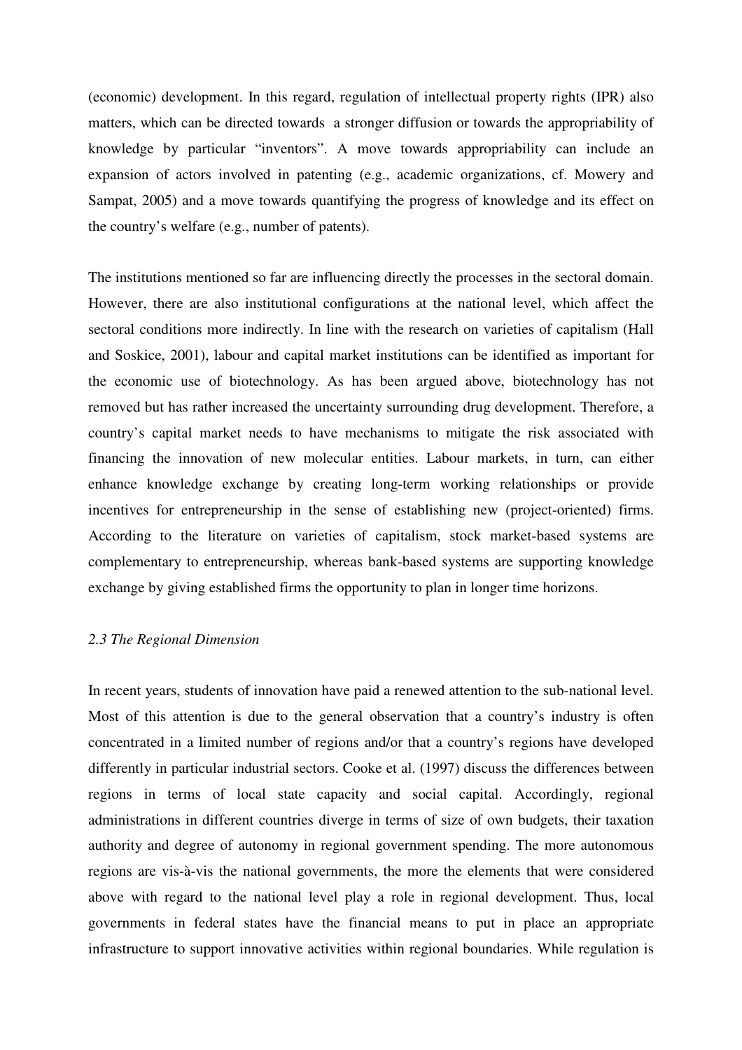(economic) development. In this regard, regulation of intellectual property rights (IPR) also matters, which can be directed towards a stronger diffusion or towards the appropriability of knowledge by particular "inventors". A move towards appropriability can include an expansion of actors involved in patenting (e.g., academic organizations, cf. Mowery and Sampat, 2005) and a move towards quantifying the progress of knowledge and its effect on the country's welfare (e.g., number of patents).

The institutions mentioned so far are influencing directly the processes in the sectoral domain. However, there are also institutional configurations at the national level, which affect the sectoral conditions more indirectly. In line with the research on varieties of capitalism (Hall and Soskice, 2001), labour and capital market institutions can be identified as important for the economic use of biotechnology. As has been argued above, biotechnology has not removed but has rather increased the uncertainty surrounding drug development. Therefore, a country's capital market needs to have mechanisms to mitigate the risk associated with financing the innovation of new molecular entities. Labour markets, in turn, can either enhance knowledge exchange by creating long-term working relationships or provide incentives for entrepreneurship in the sense of establishing new (project-oriented) firms. According to the literature on varieties of capitalism, stock market-based systems are complementary to entrepreneurship, whereas bank-based systems are supporting knowledge exchange by giving established firms the opportunity to plan in longer time horizons.

### *2.3 The Regional Dimension*

In recent years, students of innovation have paid a renewed attention to the sub-national level. Most of this attention is due to the general observation that a country's industry is often concentrated in a limited number of regions and/or that a country's regions have developed differently in particular industrial sectors. Cooke et al. (1997) discuss the differences between regions in terms of local state capacity and social capital. Accordingly, regional administrations in different countries diverge in terms of size of own budgets, their taxation authority and degree of autonomy in regional government spending. The more autonomous regions are vis-à-vis the national governments, the more the elements that were considered above with regard to the national level play a role in regional development. Thus, local governments in federal states have the financial means to put in place an appropriate infrastructure to support innovative activities within regional boundaries. While regulation is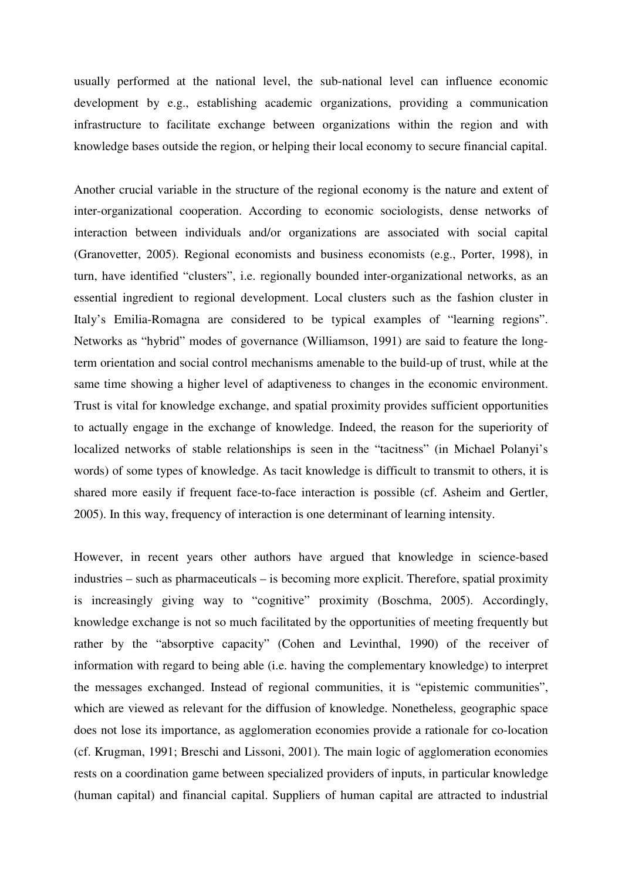usually performed at the national level, the sub-national level can influence economic development by e.g., establishing academic organizations, providing a communication infrastructure to facilitate exchange between organizations within the region and with knowledge bases outside the region, or helping their local economy to secure financial capital.

Another crucial variable in the structure of the regional economy is the nature and extent of inter-organizational cooperation. According to economic sociologists, dense networks of interaction between individuals and/or organizations are associated with social capital (Granovetter, 2005). Regional economists and business economists (e.g., Porter, 1998), in turn, have identified "clusters", i.e. regionally bounded inter-organizational networks, as an essential ingredient to regional development. Local clusters such as the fashion cluster in Italy's Emilia-Romagna are considered to be typical examples of "learning regions". Networks as "hybrid" modes of governance (Williamson, 1991) are said to feature the long-term orientation and social control mechanisms amenable to the build-up of trust, while at the same time showing a higher level of adaptiveness to changes in the economic environment. Trust is vital for knowledge exchange, and spatial proximity provides sufficient opportunities to actually engage in the exchange of knowledge. Indeed, the reason for the superiority of localized networks of stable relationships is seen in the "tacitness" (in Michael Polanyi's words) of some types of knowledge. As tacit knowledge is difficult to transmit to others, it is shared more easily if frequent face-to-face interaction is possible (cf. Asheim and Gertler, 2005). In this way, frequency of interaction is one determinant of learning intensity.

However, in recent years other authors have argued that knowledge in science-based industries – such as pharmaceuticals – is becoming more explicit. Therefore, spatial proximity is increasingly giving way to "cognitive" proximity (Boschma, 2005). Accordingly, knowledge exchange is not so much facilitated by the opportunities of meeting frequently but rather by the "absorptive capacity" (Cohen and Levinthal, 1990) of the receiver of information with regard to being able (i.e. having the complementary knowledge) to interpret the messages exchanged. Instead of regional communities, it is "epistemic communities", which are viewed as relevant for the diffusion of knowledge. Nonetheless, geographic space does not lose its importance, as agglomeration economies provide a rationale for co-location (cf. Krugman, 1991; Breschi and Lissoni, 2001). The main logic of agglomeration economies rests on a coordination game between specialized providers of inputs, in particular knowledge (human capital) and financial capital. Suppliers of human capital are attracted to industrial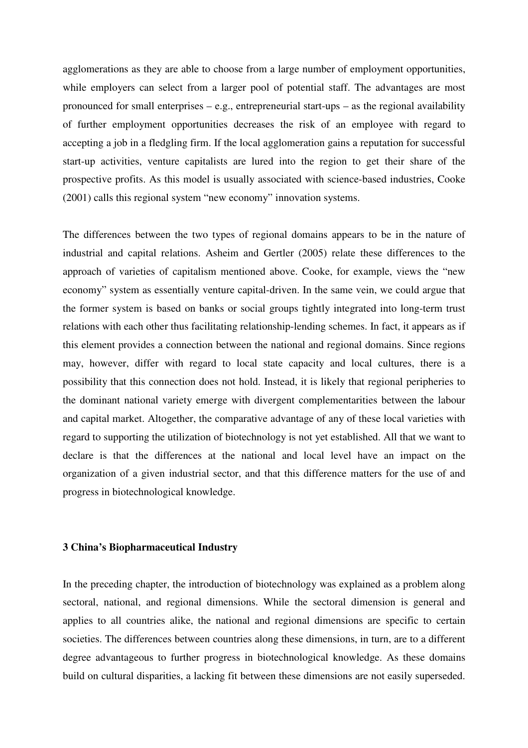agglomerations as they are able to choose from a large number of employment opportunities, while employers can select from a larger pool of potential staff. The advantages are most pronounced for small enterprises – e.g., entrepreneurial start-ups – as the regional availability of further employment opportunities decreases the risk of an employee with regard to accepting a job in a fledgling firm. If the local agglomeration gains a reputation for successful start-up activities, venture capitalists are lured into the region to get their share of the prospective profits. As this model is usually associated with science-based industries, Cooke (2001) calls this regional system "new economy" innovation systems.

The differences between the two types of regional domains appears to be in the nature of industrial and capital relations. Asheim and Gertler (2005) relate these differences to the approach of varieties of capitalism mentioned above. Cooke, for example, views the "new economy" system as essentially venture capital-driven. In the same vein, we could argue that the former system is based on banks or social groups tightly integrated into long-term trust relations with each other thus facilitating relationship-lending schemes. In fact, it appears as if this element provides a connection between the national and regional domains. Since regions may, however, differ with regard to local state capacity and local cultures, there is a possibility that this connection does not hold. Instead, it is likely that regional peripheries to the dominant national variety emerge with divergent complementarities between the labour and capital market. Altogether, the comparative advantage of any of these local varieties with regard to supporting the utilization of biotechnology is not yet established. All that we want to declare is that the differences at the national and local level have an impact on the organization of a given industrial sector, and that this difference matters for the use of and progress in biotechnological knowledge.

## 3 China's Biopharmaceutical Industry

In the preceding chapter, the introduction of biotechnology was explained as a problem along sectoral, national, and regional dimensions. While the sectoral dimension is general and applies to all countries alike, the national and regional dimensions are specific to certain societies. The differences between countries along these dimensions, in turn, are to a different degree advantageous to further progress in biotechnological knowledge. As these domains build on cultural disparities, a lacking fit between these dimensions are not easily superseded.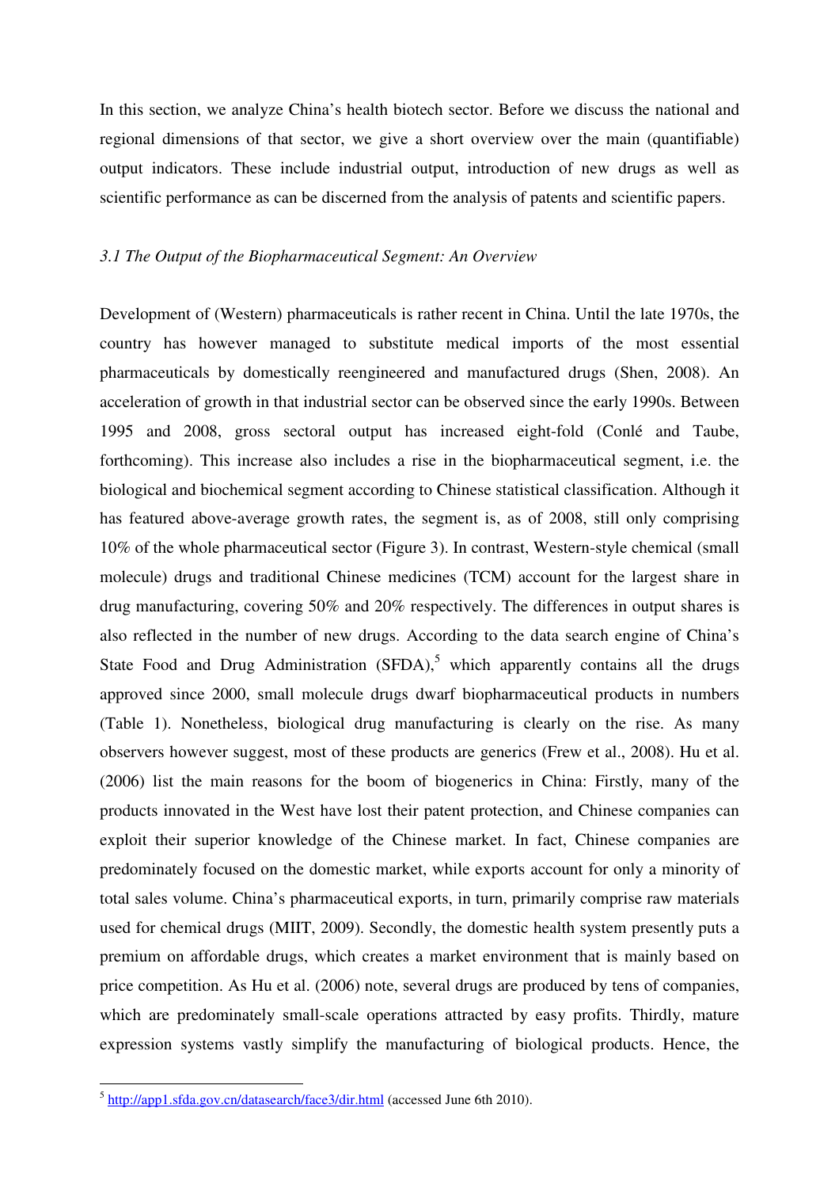In this section, we analyze China's health biotech sector. Before we discuss the national and regional dimensions of that sector, we give a short overview over the main (quantifiable) output indicators. These include industrial output, introduction of new drugs as well as scientific performance as can be discerned from the analysis of patents and scientific papers.

*3.1 The Output of the Biopharmaceutical Segment: An Overview*

Development of (Western) pharmaceuticals is rather recent in China. Until the late 1970s, the country has however managed to substitute medical imports of the most essential pharmaceuticals by domestically reengineered and manufactured drugs (Shen, 2008). An acceleration of growth in that industrial sector can be observed since the early 1990s. Between 1995 and 2008, gross sectoral output has increased eight-fold (Conlé and Taube, forthcoming). This increase also includes a rise in the biopharmaceutical segment, i.e. the biological and biochemical segment according to Chinese statistical classification. Although it has featured above-average growth rates, the segment is, as of 2008, still only comprising 10% of the whole pharmaceutical sector (Figure 3). In contrast, Western-style chemical (small molecule) drugs and traditional Chinese medicines (TCM) account for the largest share in drug manufacturing, covering 50% and 20% respectively. The differences in output shares is also reflected in the number of new drugs. According to the data search engine of China's State Food and Drug Administration (SFDA),[5] which apparently contains all the drugs approved since 2000, small molecule drugs dwarf biopharmaceutical products in numbers (Table 1). Nonetheless, biological drug manufacturing is clearly on the rise. As many observers however suggest, most of these products are generics (Frew et al., 2008). Hu et al. (2006) list the main reasons for the boom of biogenerics in China: Firstly, many of the products innovated in the West have lost their patent protection, and Chinese companies can exploit their superior knowledge of the Chinese market. In fact, Chinese companies are predominately focused on the domestic market, while exports account for only a minority of total sales volume. China's pharmaceutical exports, in turn, primarily comprise raw materials used for chemical drugs (MIIT, 2009). Secondly, the domestic health system presently puts a premium on affordable drugs, which creates a market environment that is mainly based on price competition. As Hu et al. (2006) note, several drugs are produced by tens of companies, which are predominately small-scale operations attracted by easy profits. Thirdly, mature expression systems vastly simplify the manufacturing of biological products. Hence, the

[5] http://app1.sfda.gov.cn/datasearch/face3/dir.html (accessed June 6th 2010).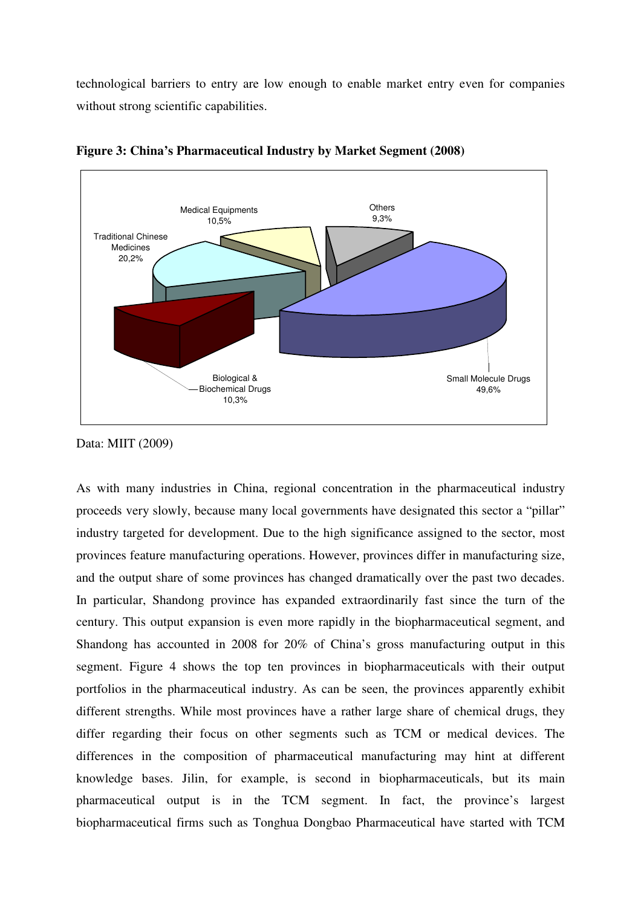technological barriers to entry are low enough to enable market entry even for companies without strong scientific capabilities.

**Figure 3: China's Pharmaceutical Industry by Market Segment (2008)**

Medical Equipments 10,5%

Others 9,3%

Traditional Chinese Medicines 20,2%

Biological & Biochemical Drugs 10,3%

Small Molecule Drugs 49,6%

Data: MIIT (2009)

As with many industries in China, regional concentration in the pharmaceutical industry proceeds very slowly, because many local governments have designated this sector a "pillar" industry targeted for development. Due to the high significance assigned to the sector, most provinces feature manufacturing operations. However, provinces differ in manufacturing size, and the output share of some provinces has changed dramatically over the past two decades. In particular, Shandong province has expanded extraordinarily fast since the turn of the century. This output expansion is even more rapidly in the biopharmaceutical segment, and Shandong has accounted in 2008 for 20% of China's gross manufacturing output in this segment. Figure 4 shows the top ten provinces in biopharmaceuticals with their output portfolios in the pharmaceutical industry. As can be seen, the provinces apparently exhibit different strengths. While most provinces have a rather large share of chemical drugs, they differ regarding their focus on other segments such as TCM or medical devices. The differences in the composition of pharmaceutical manufacturing may hint at different knowledge bases. Jilin, for example, is second in biopharmaceuticals, but its main pharmaceutical output is in the TCM segment. In fact, the province's largest biopharmaceutical firms such as Tonghua Dongbao Pharmaceutical have started with TCM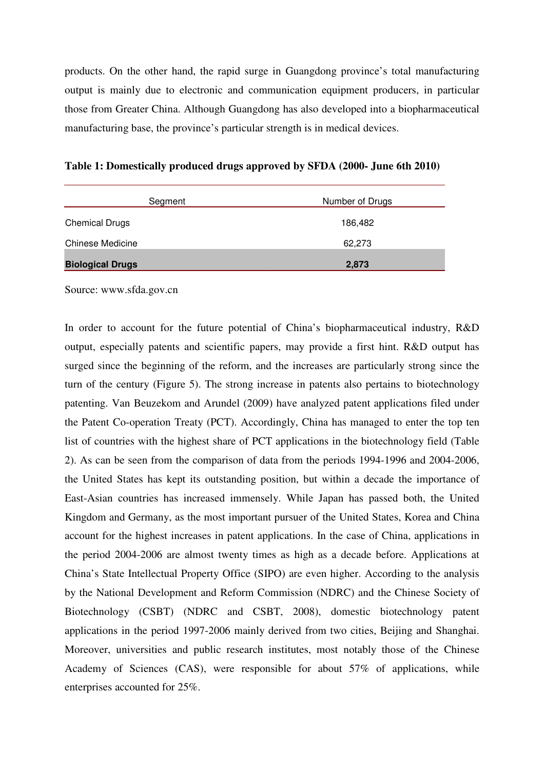products. On the other hand, the rapid surge in Guangdong province's total manufacturing output is mainly due to electronic and communication equipment producers, in particular those from Greater China. Although Guangdong has also developed into a biopharmaceutical manufacturing base, the province's particular strength is in medical devices.

**Table 1: Domestically produced drugs approved by SFDA (2000- June 6th 2010)**

| Segment | Number of Drugs |
|---|---|
| Chemical Drugs | 186,482 |
| Chinese Medicine | 62,273 |
| **Biological Drugs** | **2,873** |

Source: www.sfda.gov.cn

In order to account for the future potential of China's biopharmaceutical industry, R&D output, especially patents and scientific papers, may provide a first hint. R&D output has surged since the beginning of the reform, and the increases are particularly strong since the turn of the century (Figure 5). The strong increase in patents also pertains to biotechnology patenting. Van Beuzekom and Arundel (2009) have analyzed patent applications filed under the Patent Co-operation Treaty (PCT). Accordingly, China has managed to enter the top ten list of countries with the highest share of PCT applications in the biotechnology field (Table 2). As can be seen from the comparison of data from the periods 1994-1996 and 2004-2006, the United States has kept its outstanding position, but within a decade the importance of East-Asian countries has increased immensely. While Japan has passed both, the United Kingdom and Germany, as the most important pursuer of the United States, Korea and China account for the highest increases in patent applications. In the case of China, applications in the period 2004-2006 are almost twenty times as high as a decade before. Applications at China's State Intellectual Property Office (SIPO) are even higher. According to the analysis by the National Development and Reform Commission (NDRC) and the Chinese Society of Biotechnology (CSBT) (NDRC and CSBT, 2008), domestic biotechnology patent applications in the period 1997-2006 mainly derived from two cities, Beijing and Shanghai. Moreover, universities and public research institutes, most notably those of the Chinese Academy of Sciences (CAS), were responsible for about 57% of applications, while enterprises accounted for 25%.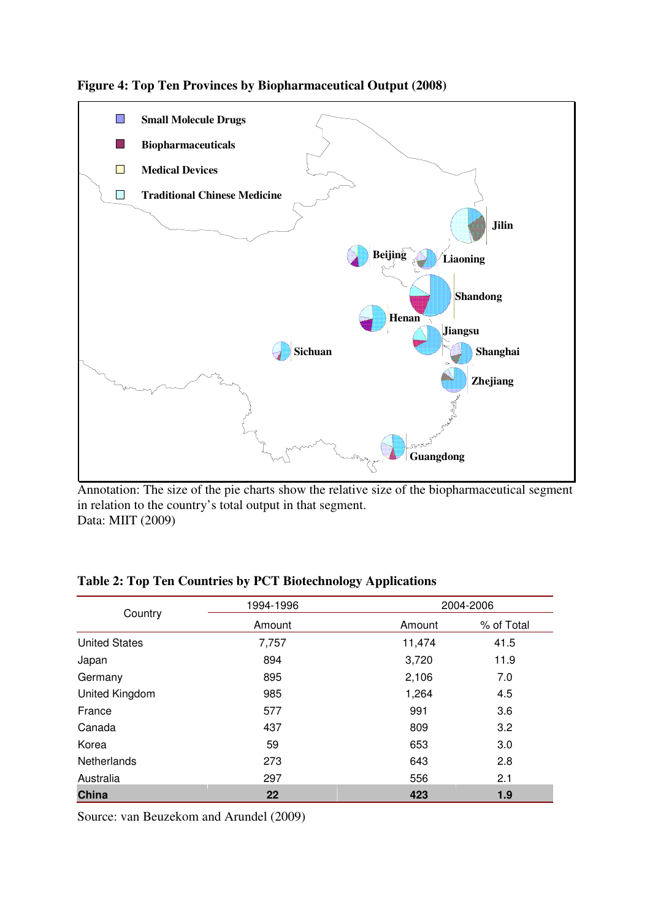**Figure 4: Top Ten Provinces by Biopharmaceutical Output (2008)**

Small Molecule Drugs
Biopharmaceuticals
Medical Devices
Traditional Chinese Medicine

Jilin, Beijing, Liaoning, Shandong, Henan, Jiangsu, Sichuan, Shanghai, Zhejiang, Guangdong

Annotation: The size of the pie charts show the relative size of the biopharmaceutical segment in relation to the country's total output in that segment.
Data: MIIT (2009)

**Table 2: Top Ten Countries by PCT Biotechnology Applications**

| Country | 1994-1996 | 2004-2006 | |
|---|---|---|---|
| | Amount | Amount | % of Total |
| United States | 7,757 | 11,474 | 41.5 |
| Japan | 894 | 3,720 | 11.9 |
| Germany | 895 | 2,106 | 7.0 |
| United Kingdom | 985 | 1,264 | 4.5 |
| France | 577 | 991 | 3.6 |
| Canada | 437 | 809 | 3.2 |
| Korea | 59 | 653 | 3.0 |
| Netherlands | 273 | 643 | 2.8 |
| Australia | 297 | 556 | 2.1 |
| **China** | **22** | **423** | **1.9** |

Source: van Beuzekom and Arundel (2009)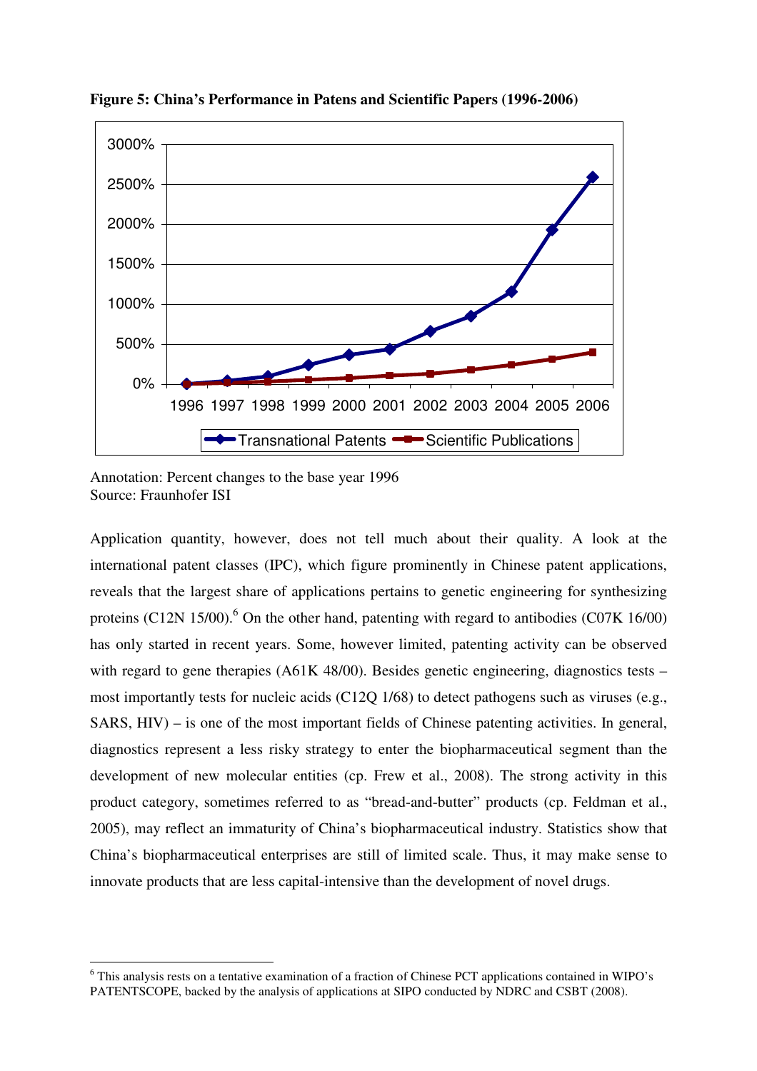**Figure 5: China's Performance in Patens and Scientific Papers (1996-2006)**

Annotation: Percent changes to the base year 1996
Source: Fraunhofer ISI

Application quantity, however, does not tell much about their quality. A look at the international patent classes (IPC), which figure prominently in Chinese patent applications, reveals that the largest share of applications pertains to genetic engineering for synthesizing proteins (C12N 15/00).[6] On the other hand, patenting with regard to antibodies (C07K 16/00) has only started in recent years. Some, however limited, patenting activity can be observed with regard to gene therapies (A61K 48/00). Besides genetic engineering, diagnostics tests – most importantly tests for nucleic acids (C12Q 1/68) to detect pathogens such as viruses (e.g., SARS, HIV) – is one of the most important fields of Chinese patenting activities. In general, diagnostics represent a less risky strategy to enter the biopharmaceutical segment than the development of new molecular entities (cp. Frew et al., 2008). The strong activity in this product category, sometimes referred to as "bread-and-butter" products (cp. Feldman et al., 2005), may reflect an immaturity of China's biopharmaceutical industry. Statistics show that China's biopharmaceutical enterprises are still of limited scale. Thus, it may make sense to innovate products that are less capital-intensive than the development of novel drugs.

---

[6] This analysis rests on a tentative examination of a fraction of Chinese PCT applications contained in WIPO's PATENTSCOPE, backed by the analysis of applications at SIPO conducted by NDRC and CSBT (2008).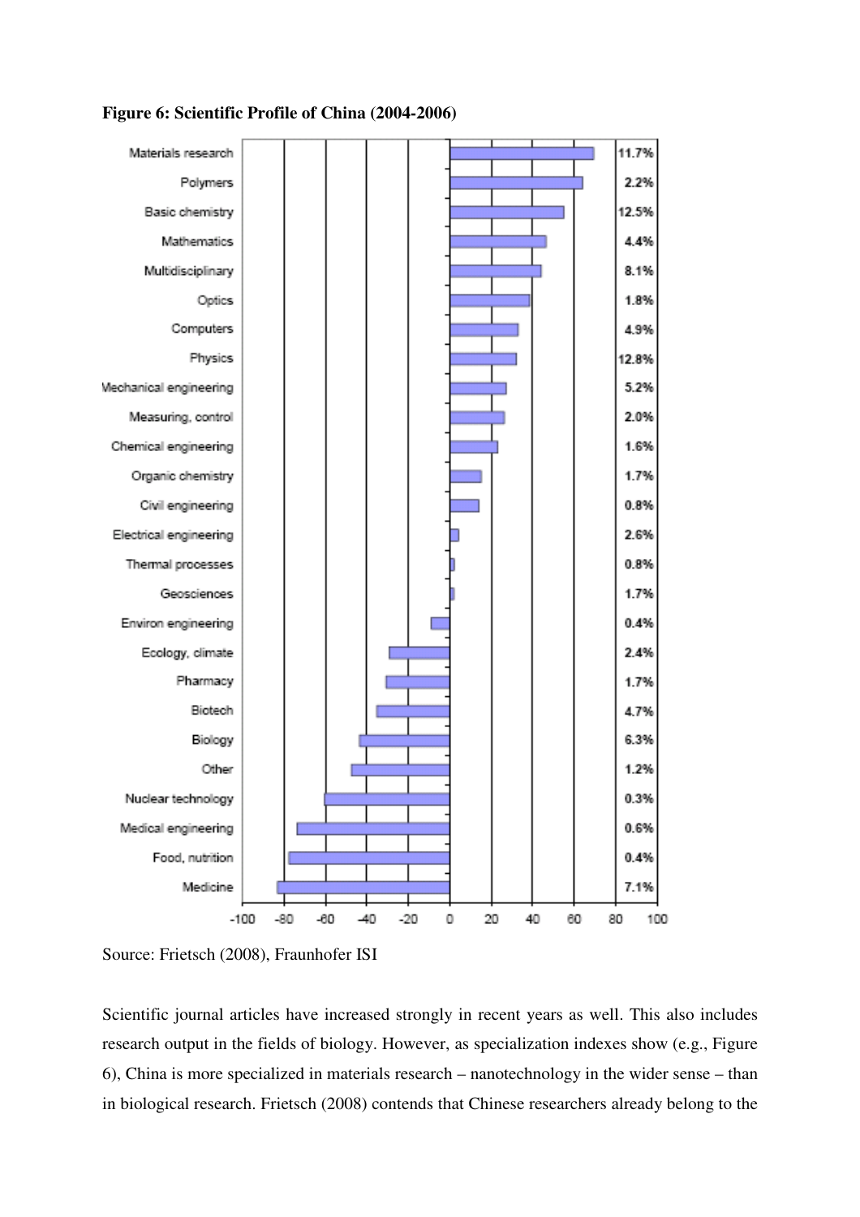**Figure 6: Scientific Profile of China (2004-2006)**

| Field | Share |
|---|---|
| Materials research | 11.7% |
| Polymers | 2.2% |
| Basic chemistry | 12.5% |
| Mathematics | 4.4% |
| Multidisciplinary | 8.1% |
| Optics | 1.8% |
| Computers | 4.9% |
| Physics | 12.8% |
| Mechanical engineering | 5.2% |
| Measuring, control | 2.0% |
| Chemical engineering | 1.6% |
| Organic chemistry | 1.7% |
| Civil engineering | 0.8% |
| Electrical engineering | 2.6% |
| Thermal processes | 0.8% |
| Geosciences | 1.7% |
| Environ engineering | 0.4% |
| Ecology, climate | 2.4% |
| Pharmacy | 1.7% |
| Biotech | 4.7% |
| Biology | 6.3% |
| Other | 1.2% |
| Nuclear technology | 0.3% |
| Medical engineering | 0.6% |
| Food, nutrition | 0.4% |
| Medicine | 7.1% |

Source: Frietsch (2008), Fraunhofer ISI

Scientific journal articles have increased strongly in recent years as well. This also includes research output in the fields of biology. However, as specialization indexes show (e.g., Figure 6), China is more specialized in materials research – nanotechnology in the wider sense – than in biological research. Frietsch (2008) contends that Chinese researchers already belong to the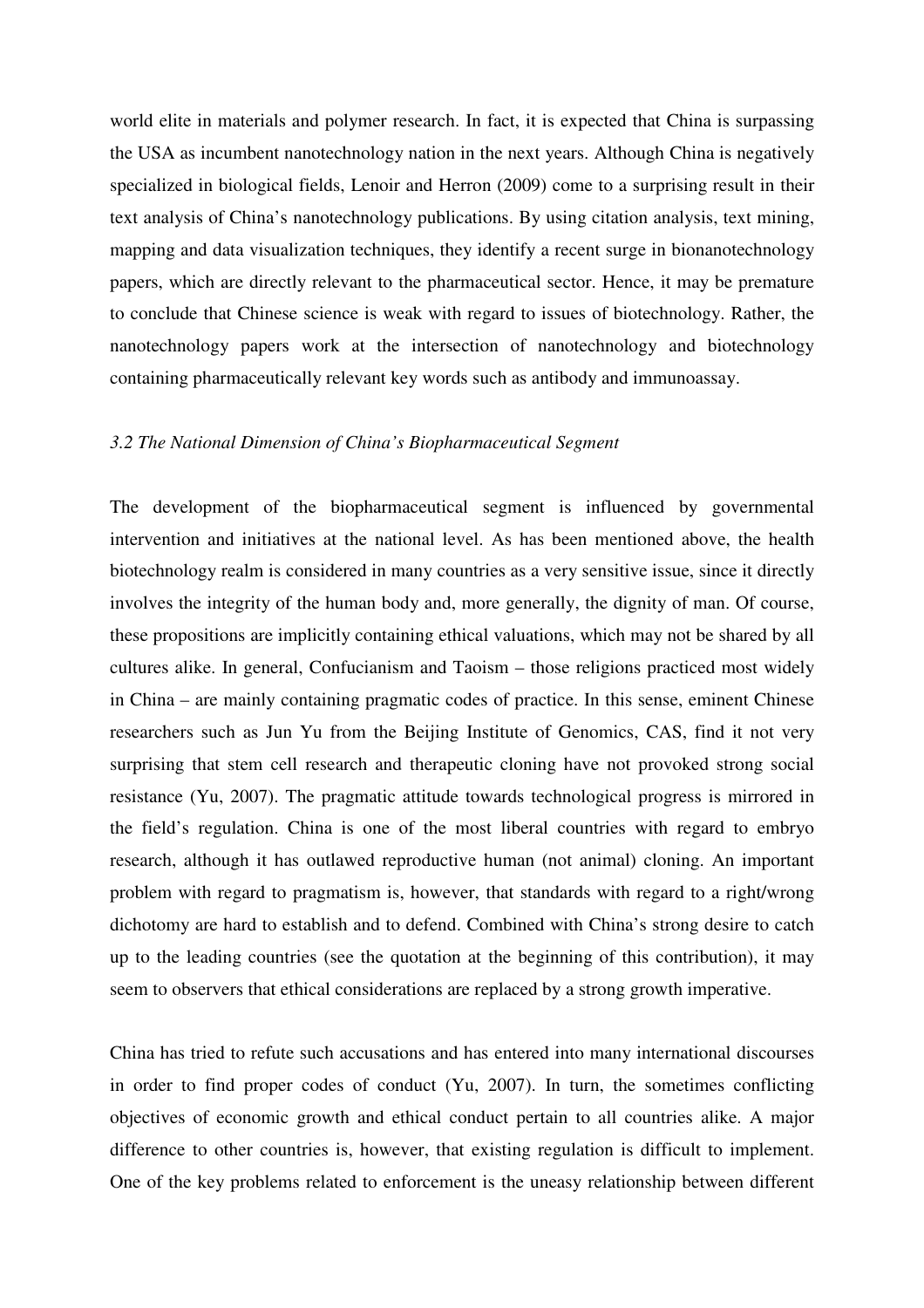world elite in materials and polymer research. In fact, it is expected that China is surpassing the USA as incumbent nanotechnology nation in the next years. Although China is negatively specialized in biological fields, Lenoir and Herron (2009) come to a surprising result in their text analysis of China's nanotechnology publications. By using citation analysis, text mining, mapping and data visualization techniques, they identify a recent surge in bionanotechnology papers, which are directly relevant to the pharmaceutical sector. Hence, it may be premature to conclude that Chinese science is weak with regard to issues of biotechnology. Rather, the nanotechnology papers work at the intersection of nanotechnology and biotechnology containing pharmaceutically relevant key words such as antibody and immunoassay.

### *3.2 The National Dimension of China's Biopharmaceutical Segment*

The development of the biopharmaceutical segment is influenced by governmental intervention and initiatives at the national level. As has been mentioned above, the health biotechnology realm is considered in many countries as a very sensitive issue, since it directly involves the integrity of the human body and, more generally, the dignity of man. Of course, these propositions are implicitly containing ethical valuations, which may not be shared by all cultures alike. In general, Confucianism and Taoism – those religions practiced most widely in China – are mainly containing pragmatic codes of practice. In this sense, eminent Chinese researchers such as Jun Yu from the Beijing Institute of Genomics, CAS, find it not very surprising that stem cell research and therapeutic cloning have not provoked strong social resistance (Yu, 2007). The pragmatic attitude towards technological progress is mirrored in the field's regulation. China is one of the most liberal countries with regard to embryo research, although it has outlawed reproductive human (not animal) cloning. An important problem with regard to pragmatism is, however, that standards with regard to a right/wrong dichotomy are hard to establish and to defend. Combined with China's strong desire to catch up to the leading countries (see the quotation at the beginning of this contribution), it may seem to observers that ethical considerations are replaced by a strong growth imperative.

China has tried to refute such accusations and has entered into many international discourses in order to find proper codes of conduct (Yu, 2007). In turn, the sometimes conflicting objectives of economic growth and ethical conduct pertain to all countries alike. A major difference to other countries is, however, that existing regulation is difficult to implement. One of the key problems related to enforcement is the uneasy relationship between different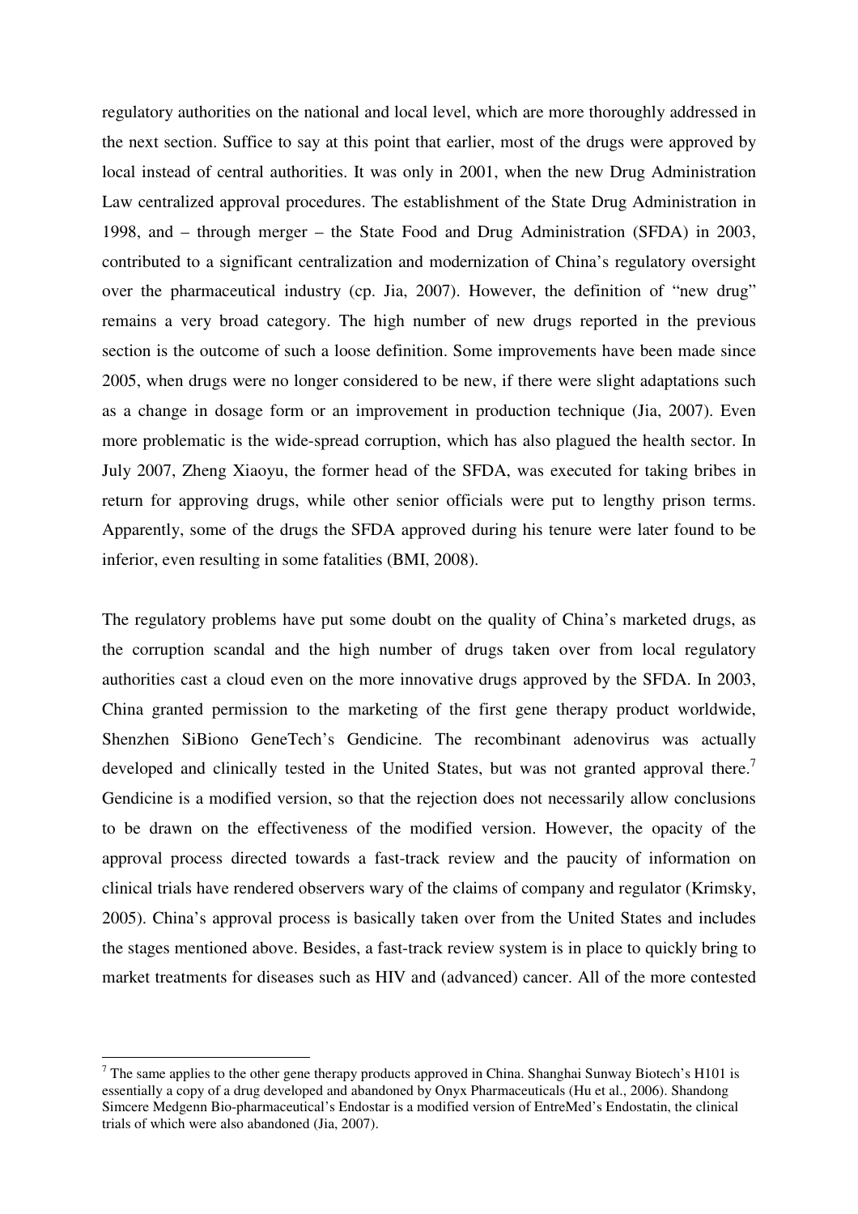regulatory authorities on the national and local level, which are more thoroughly addressed in the next section. Suffice to say at this point that earlier, most of the drugs were approved by local instead of central authorities. It was only in 2001, when the new Drug Administration Law centralized approval procedures. The establishment of the State Drug Administration in 1998, and – through merger – the State Food and Drug Administration (SFDA) in 2003, contributed to a significant centralization and modernization of China's regulatory oversight over the pharmaceutical industry (cp. Jia, 2007). However, the definition of "new drug" remains a very broad category. The high number of new drugs reported in the previous section is the outcome of such a loose definition. Some improvements have been made since 2005, when drugs were no longer considered to be new, if there were slight adaptations such as a change in dosage form or an improvement in production technique (Jia, 2007). Even more problematic is the wide-spread corruption, which has also plagued the health sector. In July 2007, Zheng Xiaoyu, the former head of the SFDA, was executed for taking bribes in return for approving drugs, while other senior officials were put to lengthy prison terms. Apparently, some of the drugs the SFDA approved during his tenure were later found to be inferior, even resulting in some fatalities (BMI, 2008).

The regulatory problems have put some doubt on the quality of China's marketed drugs, as the corruption scandal and the high number of drugs taken over from local regulatory authorities cast a cloud even on the more innovative drugs approved by the SFDA. In 2003, China granted permission to the marketing of the first gene therapy product worldwide, Shenzhen SiBiono GeneTech's Gendicine. The recombinant adenovirus was actually developed and clinically tested in the United States, but was not granted approval there.[7] Gendicine is a modified version, so that the rejection does not necessarily allow conclusions to be drawn on the effectiveness of the modified version. However, the opacity of the approval process directed towards a fast-track review and the paucity of information on clinical trials have rendered observers wary of the claims of company and regulator (Krimsky, 2005). China's approval process is basically taken over from the United States and includes the stages mentioned above. Besides, a fast-track review system is in place to quickly bring to market treatments for diseases such as HIV and (advanced) cancer. All of the more contested

---

[7] The same applies to the other gene therapy products approved in China. Shanghai Sunway Biotech's H101 is essentially a copy of a drug developed and abandoned by Onyx Pharmaceuticals (Hu et al., 2006). Shandong Simcere Medgenn Bio-pharmaceutical's Endostar is a modified version of EntreMed's Endostatin, the clinical trials of which were also abandoned (Jia, 2007).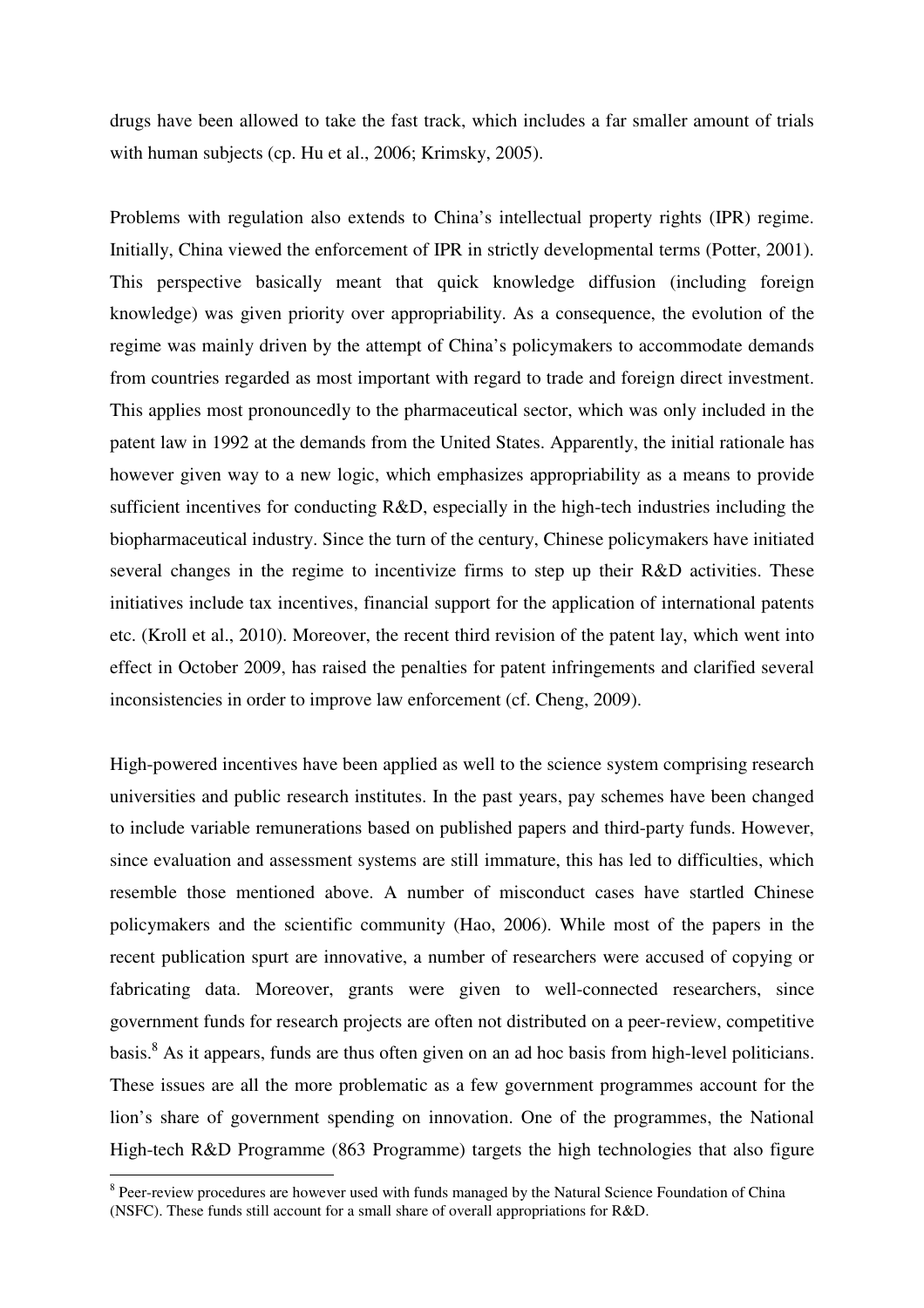drugs have been allowed to take the fast track, which includes a far smaller amount of trials with human subjects (cp. Hu et al., 2006; Krimsky, 2005).

Problems with regulation also extends to China's intellectual property rights (IPR) regime. Initially, China viewed the enforcement of IPR in strictly developmental terms (Potter, 2001). This perspective basically meant that quick knowledge diffusion (including foreign knowledge) was given priority over appropriability. As a consequence, the evolution of the regime was mainly driven by the attempt of China's policymakers to accommodate demands from countries regarded as most important with regard to trade and foreign direct investment. This applies most pronouncedly to the pharmaceutical sector, which was only included in the patent law in 1992 at the demands from the United States. Apparently, the initial rationale has however given way to a new logic, which emphasizes appropriability as a means to provide sufficient incentives for conducting R&D, especially in the high-tech industries including the biopharmaceutical industry. Since the turn of the century, Chinese policymakers have initiated several changes in the regime to incentivize firms to step up their R&D activities. These initiatives include tax incentives, financial support for the application of international patents etc. (Kroll et al., 2010). Moreover, the recent third revision of the patent lay, which went into effect in October 2009, has raised the penalties for patent infringements and clarified several inconsistencies in order to improve law enforcement (cf. Cheng, 2009).

High-powered incentives have been applied as well to the science system comprising research universities and public research institutes. In the past years, pay schemes have been changed to include variable remunerations based on published papers and third-party funds. However, since evaluation and assessment systems are still immature, this has led to difficulties, which resemble those mentioned above. A number of misconduct cases have startled Chinese policymakers and the scientific community (Hao, 2006). While most of the papers in the recent publication spurt are innovative, a number of researchers were accused of copying or fabricating data. Moreover, grants were given to well-connected researchers, since government funds for research projects are often not distributed on a peer-review, competitive basis.[8] As it appears, funds are thus often given on an ad hoc basis from high-level politicians. These issues are all the more problematic as a few government programmes account for the lion's share of government spending on innovation. One of the programmes, the National High-tech R&D Programme (863 Programme) targets the high technologies that also figure

[8] Peer-review procedures are however used with funds managed by the Natural Science Foundation of China (NSFC). These funds still account for a small share of overall appropriations for R&D.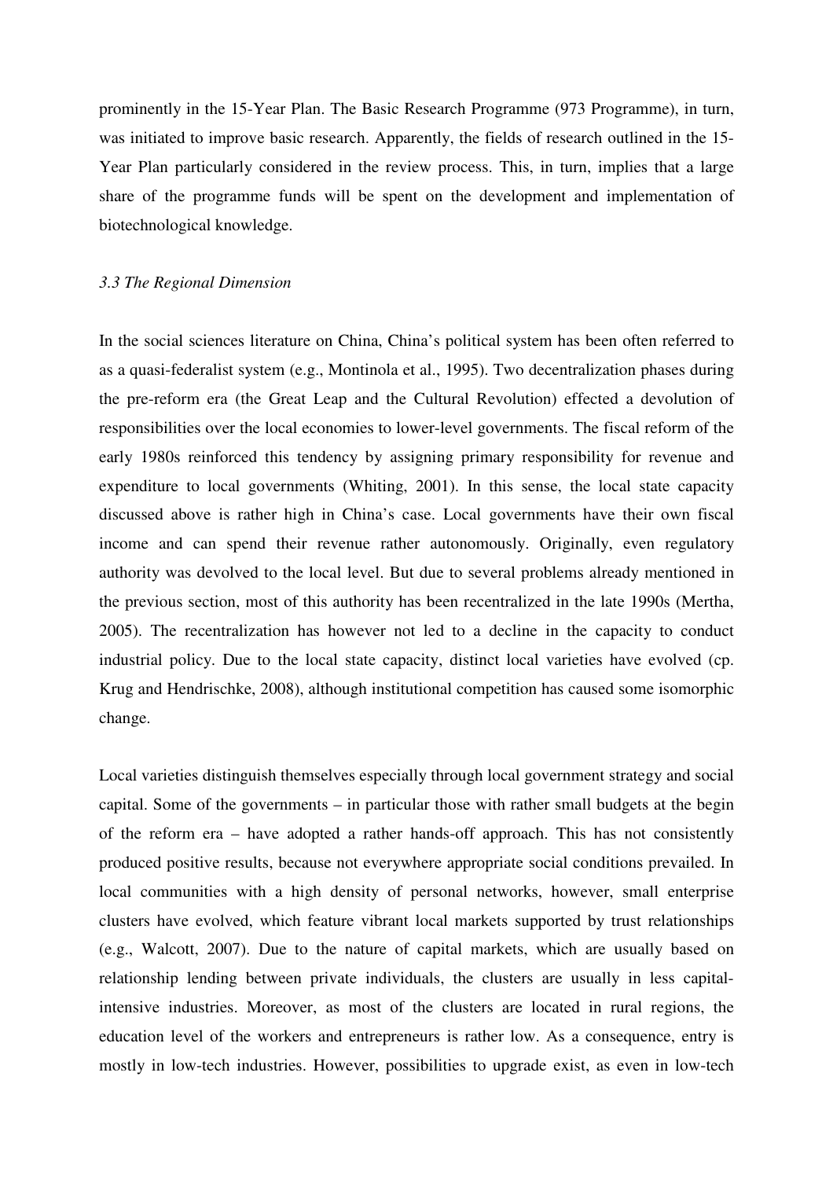prominently in the 15-Year Plan. The Basic Research Programme (973 Programme), in turn, was initiated to improve basic research. Apparently, the fields of research outlined in the 15-Year Plan particularly considered in the review process. This, in turn, implies that a large share of the programme funds will be spent on the development and implementation of biotechnological knowledge.

### *3.3 The Regional Dimension*

In the social sciences literature on China, China's political system has been often referred to as a quasi-federalist system (e.g., Montinola et al., 1995). Two decentralization phases during the pre-reform era (the Great Leap and the Cultural Revolution) effected a devolution of responsibilities over the local economies to lower-level governments. The fiscal reform of the early 1980s reinforced this tendency by assigning primary responsibility for revenue and expenditure to local governments (Whiting, 2001). In this sense, the local state capacity discussed above is rather high in China's case. Local governments have their own fiscal income and can spend their revenue rather autonomously. Originally, even regulatory authority was devolved to the local level. But due to several problems already mentioned in the previous section, most of this authority has been recentralized in the late 1990s (Mertha, 2005). The recentralization has however not led to a decline in the capacity to conduct industrial policy. Due to the local state capacity, distinct local varieties have evolved (cp. Krug and Hendrischke, 2008), although institutional competition has caused some isomorphic change.

Local varieties distinguish themselves especially through local government strategy and social capital. Some of the governments – in particular those with rather small budgets at the begin of the reform era – have adopted a rather hands-off approach. This has not consistently produced positive results, because not everywhere appropriate social conditions prevailed. In local communities with a high density of personal networks, however, small enterprise clusters have evolved, which feature vibrant local markets supported by trust relationships (e.g., Walcott, 2007). Due to the nature of capital markets, which are usually based on relationship lending between private individuals, the clusters are usually in less capital-intensive industries. Moreover, as most of the clusters are located in rural regions, the education level of the workers and entrepreneurs is rather low. As a consequence, entry is mostly in low-tech industries. However, possibilities to upgrade exist, as even in low-tech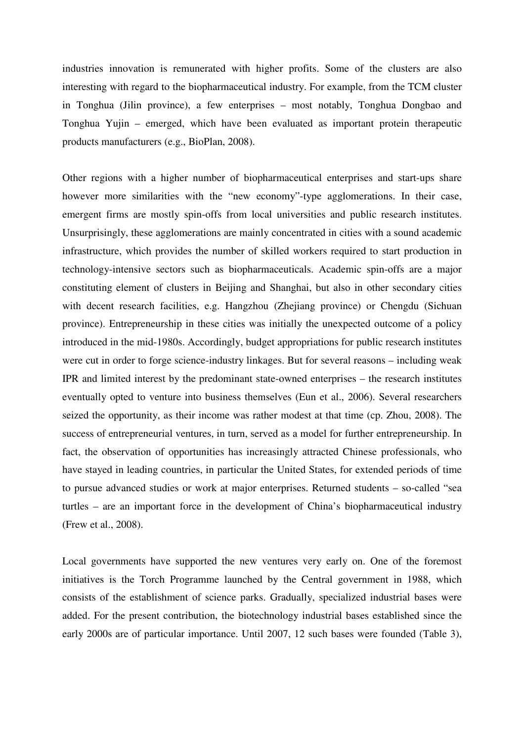industries innovation is remunerated with higher profits. Some of the clusters are also interesting with regard to the biopharmaceutical industry. For example, from the TCM cluster in Tonghua (Jilin province), a few enterprises – most notably, Tonghua Dongbao and Tonghua Yujin – emerged, which have been evaluated as important protein therapeutic products manufacturers (e.g., BioPlan, 2008).

Other regions with a higher number of biopharmaceutical enterprises and start-ups share however more similarities with the "new economy"-type agglomerations. In their case, emergent firms are mostly spin-offs from local universities and public research institutes. Unsurprisingly, these agglomerations are mainly concentrated in cities with a sound academic infrastructure, which provides the number of skilled workers required to start production in technology-intensive sectors such as biopharmaceuticals. Academic spin-offs are a major constituting element of clusters in Beijing and Shanghai, but also in other secondary cities with decent research facilities, e.g. Hangzhou (Zhejiang province) or Chengdu (Sichuan province). Entrepreneurship in these cities was initially the unexpected outcome of a policy introduced in the mid-1980s. Accordingly, budget appropriations for public research institutes were cut in order to forge science-industry linkages. But for several reasons – including weak IPR and limited interest by the predominant state-owned enterprises – the research institutes eventually opted to venture into business themselves (Eun et al., 2006). Several researchers seized the opportunity, as their income was rather modest at that time (cp. Zhou, 2008). The success of entrepreneurial ventures, in turn, served as a model for further entrepreneurship. In fact, the observation of opportunities has increasingly attracted Chinese professionals, who have stayed in leading countries, in particular the United States, for extended periods of time to pursue advanced studies or work at major enterprises. Returned students – so-called "sea turtles – are an important force in the development of China's biopharmaceutical industry (Frew et al., 2008).

Local governments have supported the new ventures very early on. One of the foremost initiatives is the Torch Programme launched by the Central government in 1988, which consists of the establishment of science parks. Gradually, specialized industrial bases were added. For the present contribution, the biotechnology industrial bases established since the early 2000s are of particular importance. Until 2007, 12 such bases were founded (Table 3),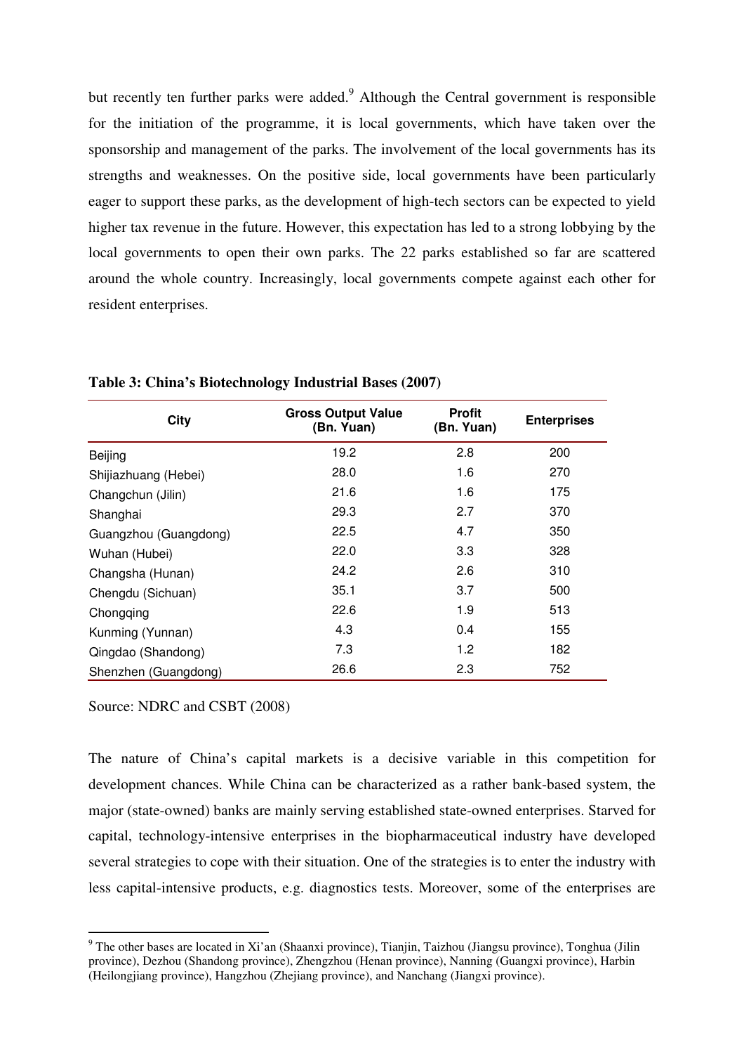but recently ten further parks were added.[9] Although the Central government is responsible for the initiation of the programme, it is local governments, which have taken over the sponsorship and management of the parks. The involvement of the local governments has its strengths and weaknesses. On the positive side, local governments have been particularly eager to support these parks, as the development of high-tech sectors can be expected to yield higher tax revenue in the future. However, this expectation has led to a strong lobbying by the local governments to open their own parks. The 22 parks established so far are scattered around the whole country. Increasingly, local governments compete against each other for resident enterprises.

**Table 3: China's Biotechnology Industrial Bases (2007)**

| City | Gross Output Value (Bn. Yuan) | Profit (Bn. Yuan) | Enterprises |
|---|---|---|---|
| Beijing | 19.2 | 2.8 | 200 |
| Shijiazhuang (Hebei) | 28.0 | 1.6 | 270 |
| Changchun (Jilin) | 21.6 | 1.6 | 175 |
| Shanghai | 29.3 | 2.7 | 370 |
| Guangzhou (Guangdong) | 22.5 | 4.7 | 350 |
| Wuhan (Hubei) | 22.0 | 3.3 | 328 |
| Changsha (Hunan) | 24.2 | 2.6 | 310 |
| Chengdu (Sichuan) | 35.1 | 3.7 | 500 |
| Chongqing | 22.6 | 1.9 | 513 |
| Kunming (Yunnan) | 4.3 | 0.4 | 155 |
| Qingdao (Shandong) | 7.3 | 1.2 | 182 |
| Shenzhen (Guangdong) | 26.6 | 2.3 | 752 |

Source: NDRC and CSBT (2008)

The nature of China's capital markets is a decisive variable in this competition for development chances. While China can be characterized as a rather bank-based system, the major (state-owned) banks are mainly serving established state-owned enterprises. Starved for capital, technology-intensive enterprises in the biopharmaceutical industry have developed several strategies to cope with their situation. One of the strategies is to enter the industry with less capital-intensive products, e.g. diagnostics tests. Moreover, some of the enterprises are

[9] The other bases are located in Xi'an (Shaanxi province), Tianjin, Taizhou (Jiangsu province), Tonghua (Jilin province), Dezhou (Shandong province), Zhengzhou (Henan province), Nanning (Guangxi province), Harbin (Heilongjiang province), Hangzhou (Zhejiang province), and Nanchang (Jiangxi province).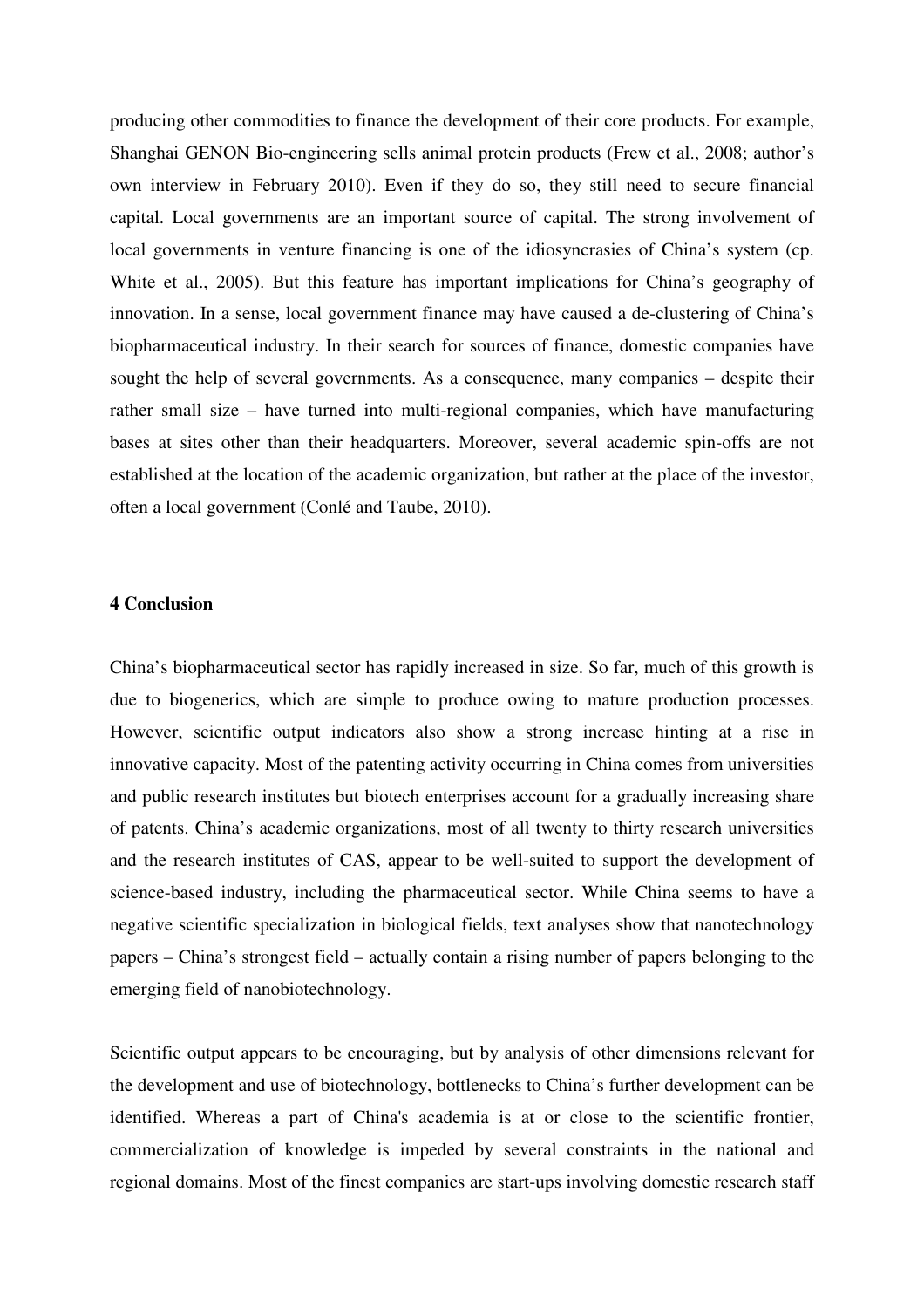producing other commodities to finance the development of their core products. For example, Shanghai GENON Bio-engineering sells animal protein products (Frew et al., 2008; author's own interview in February 2010). Even if they do so, they still need to secure financial capital. Local governments are an important source of capital. The strong involvement of local governments in venture financing is one of the idiosyncrasies of China's system (cp. White et al., 2005). But this feature has important implications for China's geography of innovation. In a sense, local government finance may have caused a de-clustering of China's biopharmaceutical industry. In their search for sources of finance, domestic companies have sought the help of several governments. As a consequence, many companies – despite their rather small size – have turned into multi-regional companies, which have manufacturing bases at sites other than their headquarters. Moreover, several academic spin-offs are not established at the location of the academic organization, but rather at the place of the investor, often a local government (Conlé and Taube, 2010).

## 4 Conclusion

China's biopharmaceutical sector has rapidly increased in size. So far, much of this growth is due to biogenerics, which are simple to produce owing to mature production processes. However, scientific output indicators also show a strong increase hinting at a rise in innovative capacity. Most of the patenting activity occurring in China comes from universities and public research institutes but biotech enterprises account for a gradually increasing share of patents. China's academic organizations, most of all twenty to thirty research universities and the research institutes of CAS, appear to be well-suited to support the development of science-based industry, including the pharmaceutical sector. While China seems to have a negative scientific specialization in biological fields, text analyses show that nanotechnology papers – China's strongest field – actually contain a rising number of papers belonging to the emerging field of nanobiotechnology.

Scientific output appears to be encouraging, but by analysis of other dimensions relevant for the development and use of biotechnology, bottlenecks to China's further development can be identified. Whereas a part of China's academia is at or close to the scientific frontier, commercialization of knowledge is impeded by several constraints in the national and regional domains. Most of the finest companies are start-ups involving domestic research staff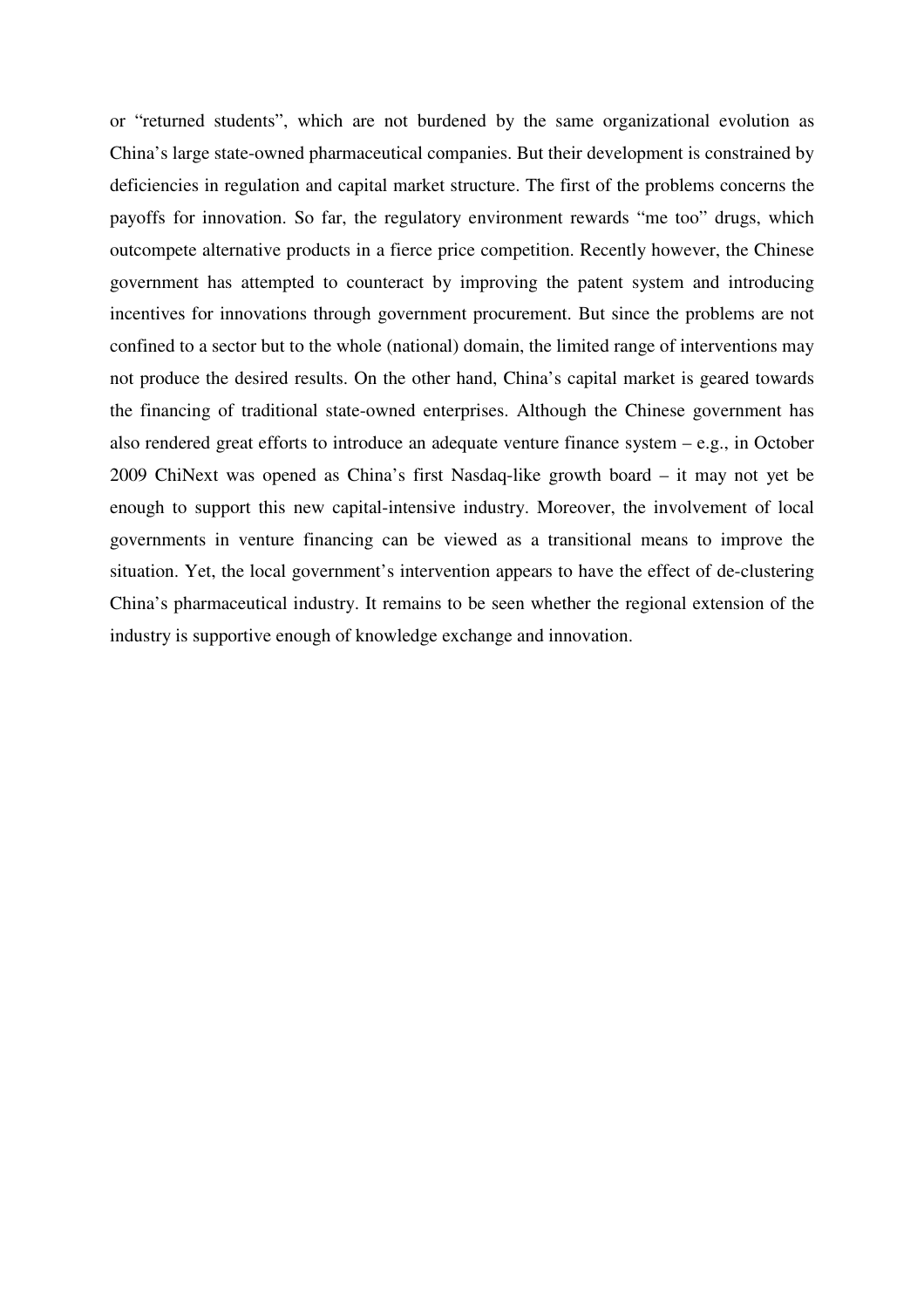or "returned students", which are not burdened by the same organizational evolution as China's large state-owned pharmaceutical companies. But their development is constrained by deficiencies in regulation and capital market structure. The first of the problems concerns the payoffs for innovation. So far, the regulatory environment rewards "me too" drugs, which outcompete alternative products in a fierce price competition. Recently however, the Chinese government has attempted to counteract by improving the patent system and introducing incentives for innovations through government procurement. But since the problems are not confined to a sector but to the whole (national) domain, the limited range of interventions may not produce the desired results. On the other hand, China's capital market is geared towards the financing of traditional state-owned enterprises. Although the Chinese government has also rendered great efforts to introduce an adequate venture finance system – e.g., in October 2009 ChiNext was opened as China's first Nasdaq-like growth board – it may not yet be enough to support this new capital-intensive industry. Moreover, the involvement of local governments in venture financing can be viewed as a transitional means to improve the situation. Yet, the local government's intervention appears to have the effect of de-clustering China's pharmaceutical industry. It remains to be seen whether the regional extension of the industry is supportive enough of knowledge exchange and innovation.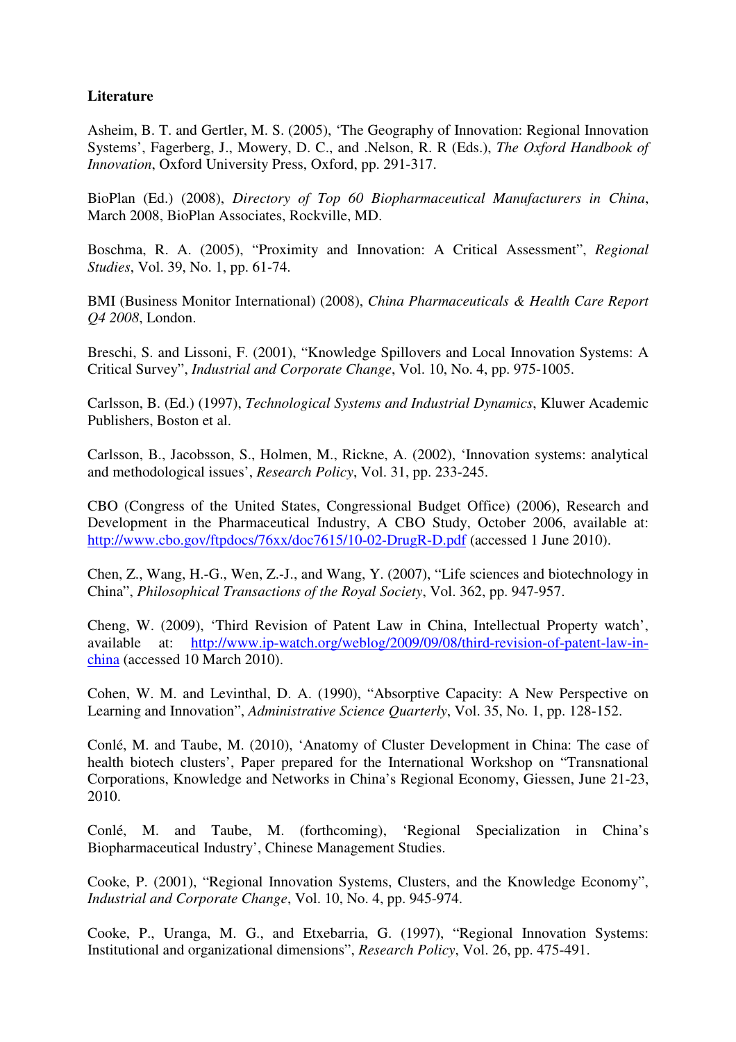**Literature**

Asheim, B. T. and Gertler, M. S. (2005), 'The Geography of Innovation: Regional Innovation Systems', Fagerberg, J., Mowery, D. C., and .Nelson, R. R (Eds.), *The Oxford Handbook of Innovation*, Oxford University Press, Oxford, pp. 291-317.

BioPlan (Ed.) (2008), *Directory of Top 60 Biopharmaceutical Manufacturers in China*, March 2008, BioPlan Associates, Rockville, MD.

Boschma, R. A. (2005), "Proximity and Innovation: A Critical Assessment", *Regional Studies*, Vol. 39, No. 1, pp. 61-74.

BMI (Business Monitor International) (2008), *China Pharmaceuticals & Health Care Report Q4 2008*, London.

Breschi, S. and Lissoni, F. (2001), "Knowledge Spillovers and Local Innovation Systems: A Critical Survey", *Industrial and Corporate Change*, Vol. 10, No. 4, pp. 975-1005.

Carlsson, B. (Ed.) (1997), *Technological Systems and Industrial Dynamics*, Kluwer Academic Publishers, Boston et al.

Carlsson, B., Jacobsson, S., Holmen, M., Rickne, A. (2002), 'Innovation systems: analytical and methodological issues', *Research Policy*, Vol. 31, pp. 233-245.

CBO (Congress of the United States, Congressional Budget Office) (2006), Research and Development in the Pharmaceutical Industry, A CBO Study, October 2006, available at: http://www.cbo.gov/ftpdocs/76xx/doc7615/10-02-DrugR-D.pdf (accessed 1 June 2010).

Chen, Z., Wang, H.-G., Wen, Z.-J., and Wang, Y. (2007), "Life sciences and biotechnology in China", *Philosophical Transactions of the Royal Society*, Vol. 362, pp. 947-957.

Cheng, W. (2009), 'Third Revision of Patent Law in China, Intellectual Property watch', available at: http://www.ip-watch.org/weblog/2009/09/08/third-revision-of-patent-law-in-china (accessed 10 March 2010).

Cohen, W. M. and Levinthal, D. A. (1990), "Absorptive Capacity: A New Perspective on Learning and Innovation", *Administrative Science Quarterly*, Vol. 35, No. 1, pp. 128-152.

Conlé, M. and Taube, M. (2010), 'Anatomy of Cluster Development in China: The case of health biotech clusters', Paper prepared for the International Workshop on "Transnational Corporations, Knowledge and Networks in China's Regional Economy, Giessen, June 21-23, 2010.

Conlé, M. and Taube, M. (forthcoming), 'Regional Specialization in China's Biopharmaceutical Industry', Chinese Management Studies.

Cooke, P. (2001), "Regional Innovation Systems, Clusters, and the Knowledge Economy", *Industrial and Corporate Change*, Vol. 10, No. 4, pp. 945-974.

Cooke, P., Uranga, M. G., and Etxebarria, G. (1997), "Regional Innovation Systems: Institutional and organizational dimensions", *Research Policy*, Vol. 26, pp. 475-491.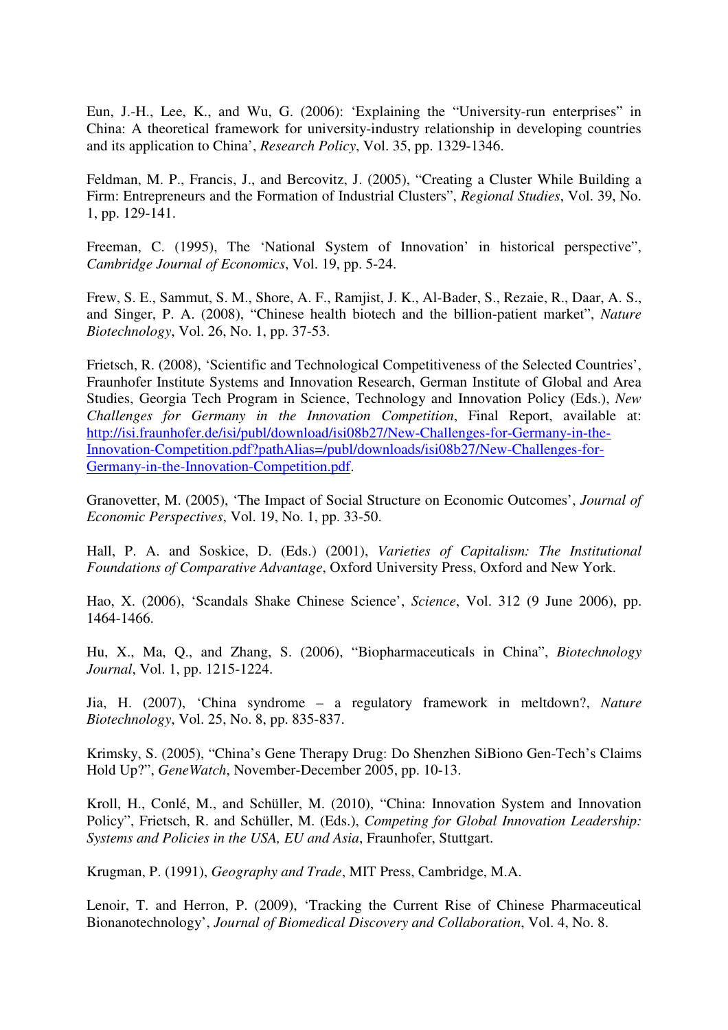Eun, J.-H., Lee, K., and Wu, G. (2006): 'Explaining the "University-run enterprises" in China: A theoretical framework for university-industry relationship in developing countries and its application to China', *Research Policy*, Vol. 35, pp. 1329-1346.

Feldman, M. P., Francis, J., and Bercovitz, J. (2005), "Creating a Cluster While Building a Firm: Entrepreneurs and the Formation of Industrial Clusters", *Regional Studies*, Vol. 39, No. 1, pp. 129-141.

Freeman, C. (1995), The 'National System of Innovation' in historical perspective", *Cambridge Journal of Economics*, Vol. 19, pp. 5-24.

Frew, S. E., Sammut, S. M., Shore, A. F., Ramjist, J. K., Al-Bader, S., Rezaie, R., Daar, A. S., and Singer, P. A. (2008), "Chinese health biotech and the billion-patient market", *Nature Biotechnology*, Vol. 26, No. 1, pp. 37-53.

Frietsch, R. (2008), 'Scientific and Technological Competitiveness of the Selected Countries', Fraunhofer Institute Systems and Innovation Research, German Institute of Global and Area Studies, Georgia Tech Program in Science, Technology and Innovation Policy (Eds.), *New Challenges for Germany in the Innovation Competition*, Final Report, available at: http://isi.fraunhofer.de/isi/publ/download/isi08b27/New-Challenges-for-Germany-in-the-Innovation-Competition.pdf?pathAlias=/publ/downloads/isi08b27/New-Challenges-for-Germany-in-the-Innovation-Competition.pdf.

Granovetter, M. (2005), 'The Impact of Social Structure on Economic Outcomes', *Journal of Economic Perspectives*, Vol. 19, No. 1, pp. 33-50.

Hall, P. A. and Soskice, D. (Eds.) (2001), *Varieties of Capitalism: The Institutional Foundations of Comparative Advantage*, Oxford University Press, Oxford and New York.

Hao, X. (2006), 'Scandals Shake Chinese Science', *Science*, Vol. 312 (9 June 2006), pp. 1464-1466.

Hu, X., Ma, Q., and Zhang, S. (2006), "Biopharmaceuticals in China", *Biotechnology Journal*, Vol. 1, pp. 1215-1224.

Jia, H. (2007), 'China syndrome – a regulatory framework in meltdown?, *Nature Biotechnology*, Vol. 25, No. 8, pp. 835-837.

Krimsky, S. (2005), "China's Gene Therapy Drug: Do Shenzhen SiBiono Gen-Tech's Claims Hold Up?", *GeneWatch*, November-December 2005, pp. 10-13.

Kroll, H., Conlé, M., and Schüller, M. (2010), "China: Innovation System and Innovation Policy", Frietsch, R. and Schüller, M. (Eds.), *Competing for Global Innovation Leadership: Systems and Policies in the USA, EU and Asia*, Fraunhofer, Stuttgart.

Krugman, P. (1991), *Geography and Trade*, MIT Press, Cambridge, M.A.

Lenoir, T. and Herron, P. (2009), 'Tracking the Current Rise of Chinese Pharmaceutical Bionanotechnology', *Journal of Biomedical Discovery and Collaboration*, Vol. 4, No. 8.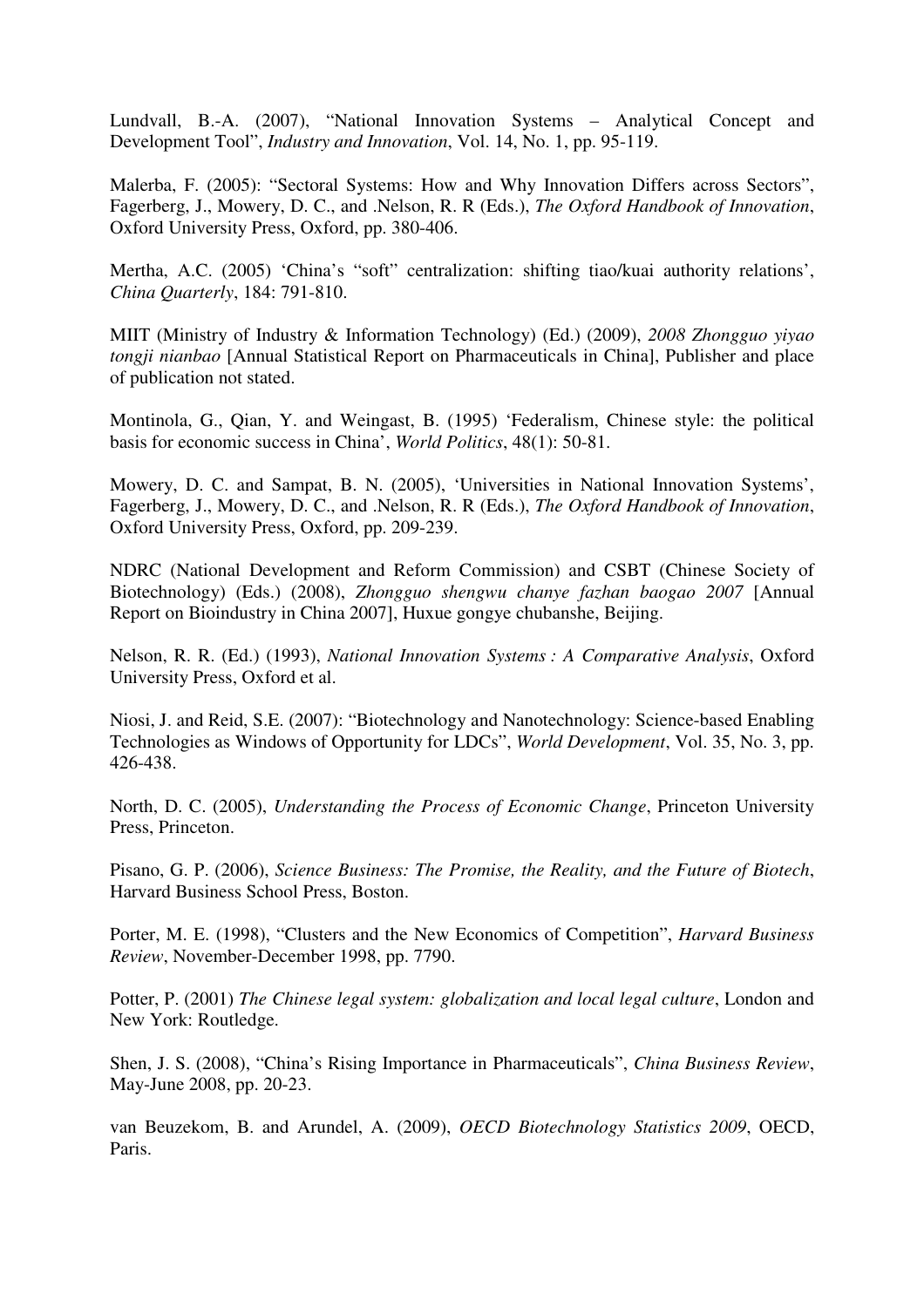Lundvall, B.-A. (2007), "National Innovation Systems – Analytical Concept and Development Tool", *Industry and Innovation*, Vol. 14, No. 1, pp. 95-119.

Malerba, F. (2005): "Sectoral Systems: How and Why Innovation Differs across Sectors", Fagerberg, J., Mowery, D. C., and .Nelson, R. R (Eds.), *The Oxford Handbook of Innovation*, Oxford University Press, Oxford, pp. 380-406.

Mertha, A.C. (2005) 'China's "soft" centralization: shifting tiao/kuai authority relations', *China Quarterly*, 184: 791-810.

MIIT (Ministry of Industry & Information Technology) (Ed.) (2009), *2008 Zhongguo yiyao tongji nianbao* [Annual Statistical Report on Pharmaceuticals in China], Publisher and place of publication not stated.

Montinola, G., Qian, Y. and Weingast, B. (1995) 'Federalism, Chinese style: the political basis for economic success in China', *World Politics*, 48(1): 50-81.

Mowery, D. C. and Sampat, B. N. (2005), 'Universities in National Innovation Systems', Fagerberg, J., Mowery, D. C., and .Nelson, R. R (Eds.), *The Oxford Handbook of Innovation*, Oxford University Press, Oxford, pp. 209-239.

NDRC (National Development and Reform Commission) and CSBT (Chinese Society of Biotechnology) (Eds.) (2008), *Zhongguo shengwu chanye fazhan baogao 2007* [Annual Report on Bioindustry in China 2007], Huxue gongye chubanshe, Beijing.

Nelson, R. R. (Ed.) (1993), *National Innovation Systems : A Comparative Analysis*, Oxford University Press, Oxford et al.

Niosi, J. and Reid, S.E. (2007): "Biotechnology and Nanotechnology: Science-based Enabling Technologies as Windows of Opportunity for LDCs", *World Development*, Vol. 35, No. 3, pp. 426-438.

North, D. C. (2005), *Understanding the Process of Economic Change*, Princeton University Press, Princeton.

Pisano, G. P. (2006), *Science Business: The Promise, the Reality, and the Future of Biotech*, Harvard Business School Press, Boston.

Porter, M. E. (1998), "Clusters and the New Economics of Competition", *Harvard Business Review*, November-December 1998, pp. 7790.

Potter, P. (2001) *The Chinese legal system: globalization and local legal culture*, London and New York: Routledge.

Shen, J. S. (2008), "China's Rising Importance in Pharmaceuticals", *China Business Review*, May-June 2008, pp. 20-23.

van Beuzekom, B. and Arundel, A. (2009), *OECD Biotechnology Statistics 2009*, OECD, Paris.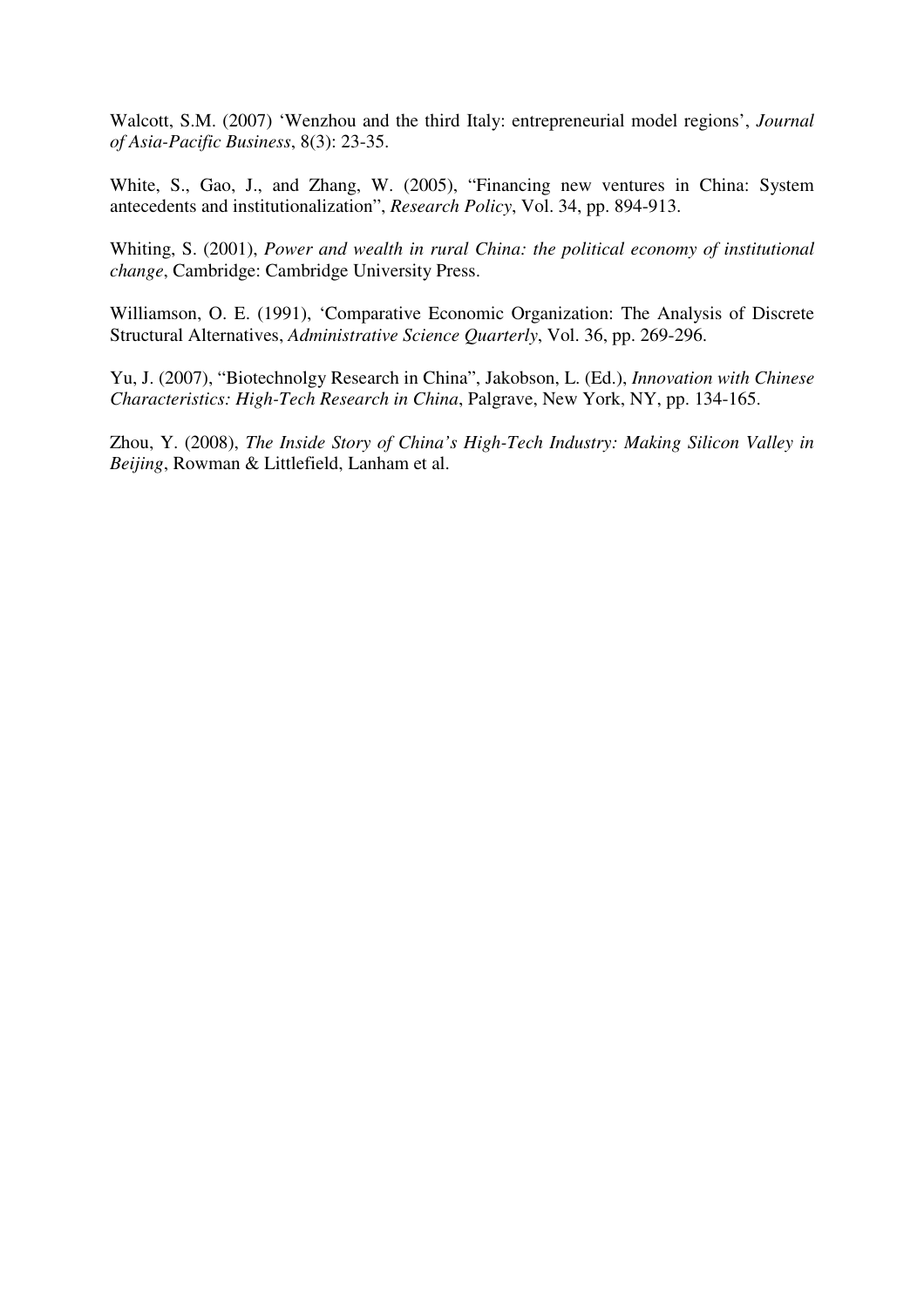Walcott, S.M. (2007) ‘Wenzhou and the third Italy: entrepreneurial model regions’, *Journal of Asia-Pacific Business*, 8(3): 23-35.

White, S., Gao, J., and Zhang, W. (2005), “Financing new ventures in China: System antecedents and institutionalization”, *Research Policy*, Vol. 34, pp. 894-913.

Whiting, S. (2001), *Power and wealth in rural China: the political economy of institutional change*, Cambridge: Cambridge University Press.

Williamson, O. E. (1991), ‘Comparative Economic Organization: The Analysis of Discrete Structural Alternatives, *Administrative Science Quarterly*, Vol. 36, pp. 269-296.

Yu, J. (2007), “Biotechnolgy Research in China”, Jakobson, L. (Ed.), *Innovation with Chinese Characteristics: High-Tech Research in China*, Palgrave, New York, NY, pp. 134-165.

Zhou, Y. (2008), *The Inside Story of China’s High-Tech Industry: Making Silicon Valley in Beijing*, Rowman & Littlefield, Lanham et al.